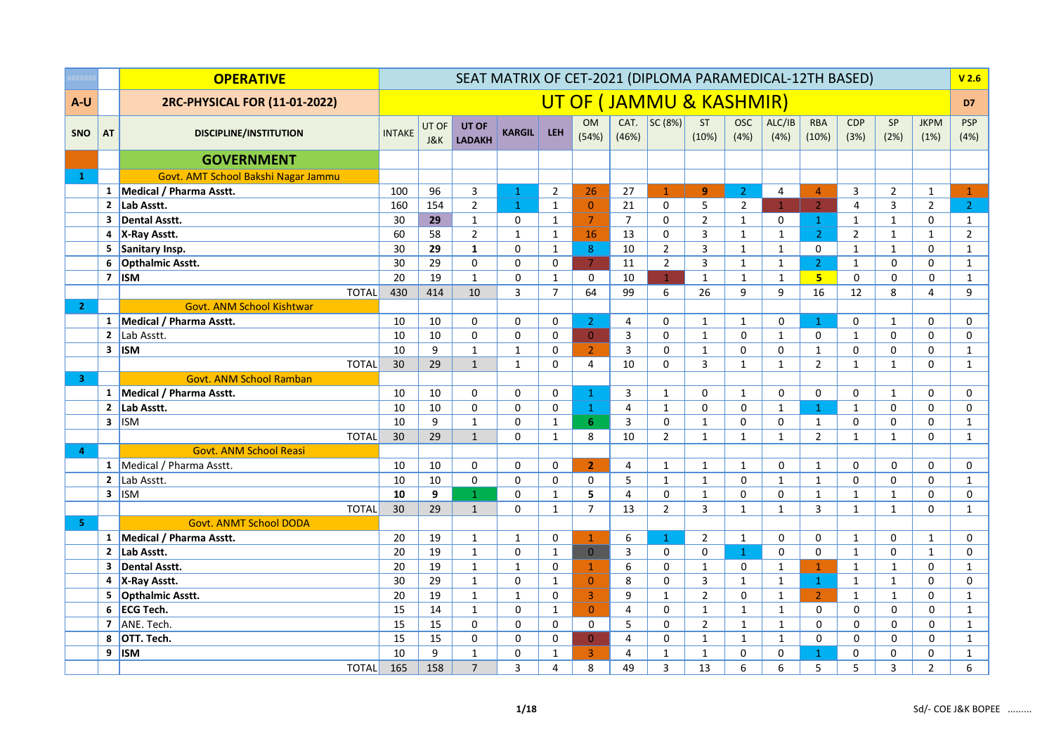| ####### | | OPERATIVE | SEAT MATRIX OF CET-2021 (DIPLOMA PARAMEDICAL-12TH BASED) | | | | | | | | | | | | | | | | V 2.6 |
|---|---|---|---|---|---|---|---|---|---|---|---|---|---|---|---|---|---|---|---|
| A-U | | 2RC-PHYSICAL FOR (11-01-2022) | UT OF ( JAMMU & KASHMIR) | | | | | | | | | | | | | | | | D7 |
| SNO | AT | DISCIPLINE/INSTITUTION | INTAKE | UT OF J&K | UT OF LADAKH | KARGIL | LEH | OM (54%) | CAT. (46%) | SC (8%) | ST (10%) | OSC (4%) | ALC/IB (4%) | RBA (10%) | CDP (3%) | SP (2%) | JKPM (1%) | PSP (4%) |
| | | **GOVERNMENT** | | | | | | | | | | | | | | | | |
| 1 | | Govt. AMT School Bakshi Nagar Jammu | | | | | | | | | | | | | | | | |
| | 1 | **Medical / Pharma Asstt.** | 100 | 96 | 3 | 1 | 2 | 26 | 27 | 1 | 9 | 2 | 4 | 4 | 3 | 2 | 1 | 1 |
| | 2 | **Lab Asstt.** | 160 | 154 | 2 | 1 | 1 | 0 | 21 | 0 | 5 | 2 | 1 | 2 | 4 | 3 | 2 | 2 |
| | 3 | **Dental Asstt.** | 30 | 29 | 1 | 0 | 1 | 7 | 7 | 0 | 2 | 1 | 0 | 1 | 1 | 1 | 0 | 1 |
| | 4 | **X-Ray Asstt.** | 60 | 58 | 2 | 1 | 1 | 16 | 13 | 0 | 3 | 1 | 1 | 2 | 2 | 1 | 1 | 2 |
| | 5 | **Sanitary Insp.** | 30 | 29 | 1 | 0 | 1 | 8 | 10 | 2 | 3 | 1 | 1 | 0 | 1 | 1 | 0 | 1 |
| | 6 | **Opthalmic Asstt.** | 30 | 29 | 0 | 0 | 0 | 7 | 11 | 2 | 3 | 1 | 1 | 2 | 1 | 0 | 0 | 1 |
| | 7 | **ISM** | 20 | 19 | 1 | 0 | 1 | 0 | 10 | 1 | 1 | 1 | 1 | 5 | 0 | 0 | 0 | 1 |
| | | TOTAL | 430 | 414 | 10 | 3 | 7 | 64 | 99 | 6 | 26 | 9 | 9 | 16 | 12 | 8 | 4 | 9 |
| 2 | | Govt. ANM School Kishtwar | | | | | | | | | | | | | | | | |
| | 1 | **Medical / Pharma Asstt.** | 10 | 10 | 0 | 0 | 0 | 2 | 4 | 0 | 1 | 1 | 0 | 1 | 0 | 1 | 0 | 0 |
| | 2 | Lab Asstt. | 10 | 10 | 0 | 0 | 0 | 0 | 3 | 0 | 1 | 0 | 1 | 0 | 1 | 0 | 0 | 0 |
| | 3 | **ISM** | 10 | 9 | 1 | 1 | 0 | 2 | 3 | 0 | 1 | 0 | 0 | 1 | 0 | 0 | 0 | 1 |
| | | TOTAL | 30 | 29 | 1 | 1 | 0 | 4 | 10 | 0 | 3 | 1 | 1 | 2 | 1 | 1 | 0 | 1 |
| 3 | | Govt. ANM School Ramban | | | | | | | | | | | | | | | | |
| | 1 | **Medical / Pharma Asstt.** | 10 | 10 | 0 | 0 | 0 | 1 | 3 | 1 | 0 | 1 | 0 | 0 | 0 | 1 | 0 | 0 |
| | 2 | **Lab Asstt.** | 10 | 10 | 0 | 0 | 0 | 1 | 4 | 1 | 0 | 0 | 1 | 1 | 1 | 0 | 0 | 0 |
| | 3 | ISM | 10 | 9 | 1 | 0 | 1 | 6 | 3 | 0 | 1 | 0 | 0 | 1 | 0 | 0 | 0 | 1 |
| | | TOTAL | 30 | 29 | 1 | 0 | 1 | 8 | 10 | 2 | 1 | 1 | 1 | 2 | 1 | 1 | 0 | 1 |
| 4 | | Govt. ANM School Reasi | | | | | | | | | | | | | | | | |
| | 1 | Medical / Pharma Asstt. | 10 | 10 | 0 | 0 | 0 | 2 | 4 | 1 | 1 | 1 | 0 | 1 | 0 | 0 | 0 | 0 |
| | 2 | Lab Asstt. | 10 | 10 | 0 | 0 | 0 | 0 | 5 | 1 | 1 | 0 | 1 | 1 | 0 | 0 | 0 | 1 |
| | 3 | ISM | 10 | 9 | 1 | 0 | 1 | 5 | 4 | 0 | 1 | 0 | 0 | 1 | 1 | 1 | 0 | 0 |
| | | TOTAL | 30 | 29 | 1 | 0 | 1 | 7 | 13 | 2 | 3 | 1 | 1 | 3 | 1 | 1 | 0 | 1 |
| 5 | | Govt. ANMT School DODA | | | | | | | | | | | | | | | | |
| | 1 | **Medical / Pharma Asstt.** | 20 | 19 | 1 | 1 | 0 | 1 | 6 | 1 | 2 | 1 | 0 | 0 | 1 | 0 | 1 | 0 |
| | 2 | **Lab Asstt.** | 20 | 19 | 1 | 0 | 1 | 0 | 3 | 0 | 0 | 1 | 0 | 0 | 1 | 0 | 1 | 0 |
| | 3 | **Dental Asstt.** | 20 | 19 | 1 | 1 | 0 | 1 | 6 | 0 | 1 | 0 | 1 | 1 | 1 | 1 | 0 | 1 |
| | 4 | **X-Ray Asstt.** | 30 | 29 | 1 | 0 | 1 | 0 | 8 | 0 | 3 | 1 | 1 | 1 | 1 | 1 | 0 | 0 |
| | 5 | **Opthalmic Asstt.** | 20 | 19 | 1 | 1 | 0 | 3 | 9 | 1 | 2 | 0 | 1 | 2 | 1 | 1 | 0 | 1 |
| | 6 | **ECG Tech.** | 15 | 14 | 1 | 0 | 1 | 0 | 4 | 0 | 1 | 1 | 1 | 0 | 0 | 0 | 0 | 1 |
| | 7 | ANE. Tech. | 15 | 15 | 0 | 0 | 0 | 0 | 5 | 0 | 2 | 1 | 1 | 0 | 0 | 0 | 0 | 1 |
| | 8 | **OTT. Tech.** | 15 | 15 | 0 | 0 | 0 | 0 | 4 | 0 | 1 | 1 | 1 | 0 | 0 | 0 | 0 | 1 |
| | 9 | **ISM** | 10 | 9 | 1 | 0 | 1 | 3 | 4 | 1 | 1 | 0 | 0 | 1 | 0 | 0 | 0 | 1 |
| | | TOTAL | 165 | 158 | 7 | 3 | 4 | 8 | 49 | 3 | 13 | 6 | 6 | 5 | 5 | 3 | 2 | 6 |

Sd/- COE J&K BOPEE .........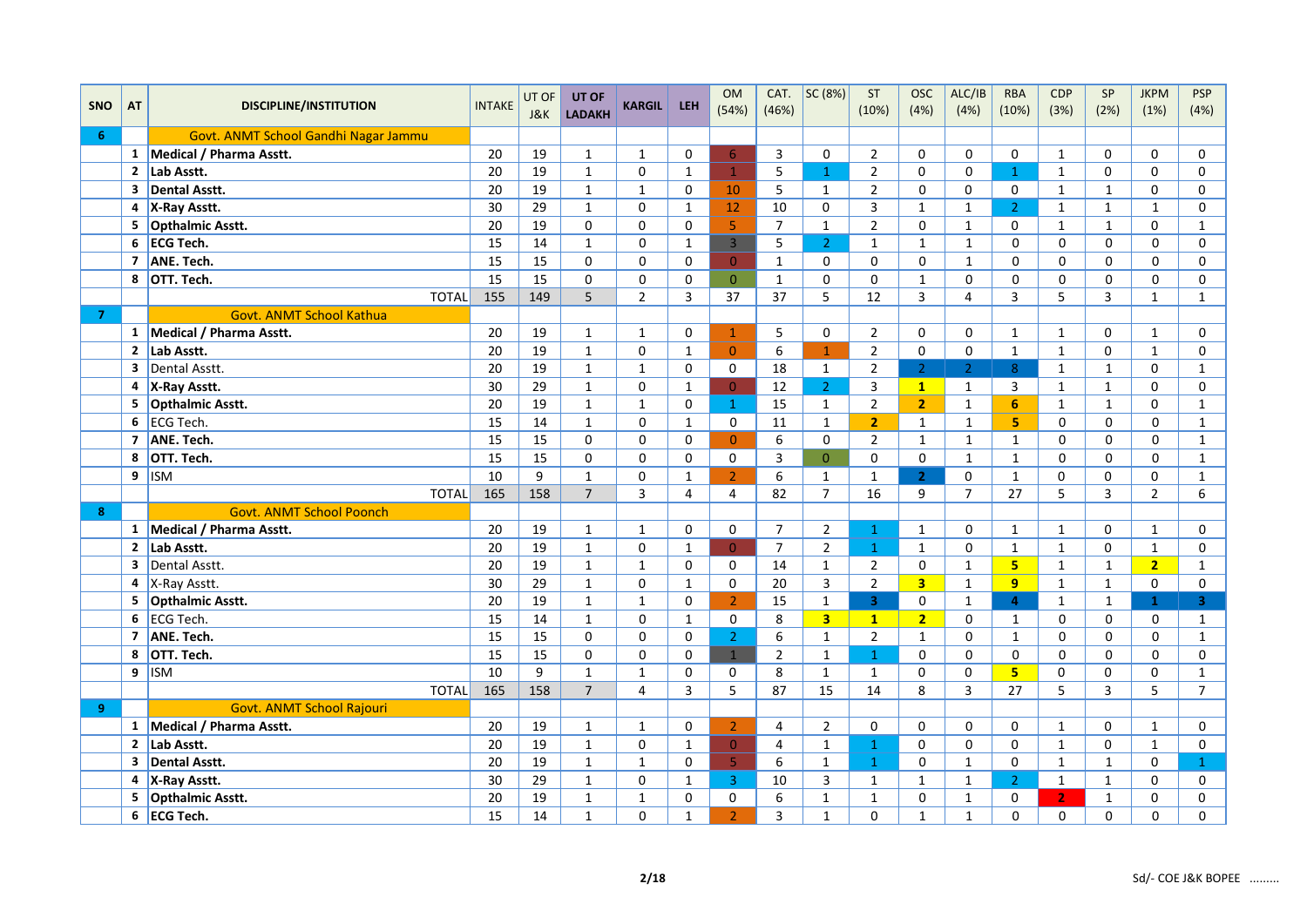| SNO | AT | DISCIPLINE/INSTITUTION | INTAKE | UT OF J&K | UT OF LADAKH | KARGIL | LEH | OM (54%) | CAT. (46%) | SC (8%) | ST (10%) | OSC (4%) | ALC/IB (4%) | RBA (10%) | CDP (3%) | SP (2%) | JKPM (1%) | PSP (4%) |
|---|---|---|---|---|---|---|---|---|---|---|---|---|---|---|---|---|---|---|
| 6 | | Govt. ANMT School Gandhi Nagar Jammu | | | | | | | | | | | | | | | | |
| | 1 | **Medical / Pharma Asstt.** | 20 | 19 | 1 | 1 | 0 | 6 | 3 | 0 | 2 | 0 | 0 | 0 | 1 | 0 | 0 | 0 |
| | 2 | **Lab Asstt.** | 20 | 19 | 1 | 0 | 1 | 1 | 5 | 1 | 2 | 0 | 0 | 1 | 1 | 0 | 0 | 0 |
| | 3 | **Dental Asstt.** | 20 | 19 | 1 | 1 | 0 | 10 | 5 | 1 | 2 | 0 | 0 | 0 | 1 | 1 | 0 | 0 |
| | 4 | **X-Ray Asstt.** | 30 | 29 | 1 | 0 | 1 | 12 | 10 | 0 | 3 | 1 | 1 | 2 | 1 | 1 | 1 | 0 |
| | 5 | **Opthalmic Asstt.** | 20 | 19 | 0 | 0 | 0 | 5 | 7 | 1 | 2 | 0 | 1 | 0 | 1 | 1 | 0 | 1 |
| | 6 | **ECG Tech.** | 15 | 14 | 1 | 0 | 1 | 3 | 5 | 2 | 1 | 1 | 1 | 0 | 0 | 0 | 0 | 0 |
| | 7 | **ANE. Tech.** | 15 | 15 | 0 | 0 | 0 | 0 | 1 | 0 | 0 | 0 | 1 | 0 | 0 | 0 | 0 | 0 |
| | 8 | **OTT. Tech.** | 15 | 15 | 0 | 0 | 0 | 0 | 1 | 0 | 0 | 1 | 0 | 0 | 0 | 0 | 0 | 0 |
| | | TOTAL | 155 | 149 | 5 | 2 | 3 | 37 | 37 | 5 | 12 | 3 | 4 | 3 | 5 | 3 | 1 | 1 |
| 7 | | Govt. ANMT School Kathua | | | | | | | | | | | | | | | | |
| | 1 | **Medical / Pharma Asstt.** | 20 | 19 | 1 | 1 | 0 | 1 | 5 | 0 | 2 | 0 | 0 | 1 | 1 | 0 | 1 | 0 |
| | 2 | **Lab Asstt.** | 20 | 19 | 1 | 0 | 1 | 0 | 6 | 1 | 2 | 0 | 0 | 1 | 1 | 0 | 1 | 0 |
| | 3 | Dental Asstt. | 20 | 19 | 1 | 1 | 0 | 0 | 18 | 1 | 2 | 2 | 2 | 8 | 1 | 1 | 0 | 1 |
| | 4 | **X-Ray Asstt.** | 30 | 29 | 1 | 0 | 1 | 0 | 12 | 2 | 3 | 1 | 1 | 3 | 1 | 1 | 0 | 0 |
| | 5 | **Opthalmic Asstt.** | 20 | 19 | 1 | 1 | 0 | 1 | 15 | 1 | 2 | 2 | 1 | 6 | 1 | 1 | 0 | 1 |
| | 6 | ECG Tech. | 15 | 14 | 1 | 0 | 1 | 0 | 11 | 1 | 2 | 1 | 1 | 5 | 0 | 0 | 0 | 1 |
| | 7 | **ANE. Tech.** | 15 | 15 | 0 | 0 | 0 | 0 | 6 | 0 | 2 | 1 | 1 | 1 | 0 | 0 | 0 | 1 |
| | 8 | **OTT. Tech.** | 15 | 15 | 0 | 0 | 0 | 0 | 3 | 0 | 0 | 0 | 1 | 1 | 0 | 0 | 0 | 1 |
| | 9 | ISM | 10 | 9 | 1 | 0 | 1 | 2 | 6 | 1 | 1 | 2 | 0 | 1 | 0 | 0 | 0 | 1 |
| | | TOTAL | 165 | 158 | 7 | 3 | 4 | 4 | 82 | 7 | 16 | 9 | 7 | 27 | 5 | 3 | 2 | 6 |
| 8 | | Govt. ANMT School Poonch | | | | | | | | | | | | | | | | |
| | 1 | **Medical / Pharma Asstt.** | 20 | 19 | 1 | 1 | 0 | 0 | 7 | 2 | 1 | 1 | 0 | 1 | 1 | 0 | 1 | 0 |
| | 2 | **Lab Asstt.** | 20 | 19 | 1 | 0 | 1 | 0 | 7 | 2 | 1 | 1 | 0 | 1 | 1 | 0 | 1 | 0 |
| | 3 | Dental Asstt. | 20 | 19 | 1 | 1 | 0 | 0 | 14 | 1 | 2 | 0 | 1 | 5 | 1 | 1 | 2 | 1 |
| | 4 | X-Ray Asstt. | 30 | 29 | 1 | 0 | 1 | 0 | 20 | 3 | 2 | 3 | 1 | 9 | 1 | 1 | 0 | 0 |
| | 5 | **Opthalmic Asstt.** | 20 | 19 | 1 | 1 | 0 | 2 | 15 | 1 | 3 | 0 | 1 | 4 | 1 | 1 | 1 | 3 |
| | 6 | ECG Tech. | 15 | 14 | 1 | 0 | 1 | 0 | 8 | 3 | 1 | 2 | 0 | 1 | 0 | 0 | 0 | 1 |
| | 7 | **ANE. Tech.** | 15 | 15 | 0 | 0 | 0 | 2 | 6 | 1 | 2 | 1 | 0 | 1 | 0 | 0 | 0 | 1 |
| | 8 | **OTT. Tech.** | 15 | 15 | 0 | 0 | 0 | 1 | 2 | 1 | 1 | 0 | 0 | 0 | 0 | 0 | 0 | 0 |
| | 9 | ISM | 10 | 9 | 1 | 1 | 0 | 0 | 8 | 1 | 1 | 0 | 0 | 5 | 0 | 0 | 0 | 1 |
| | | TOTAL | 165 | 158 | 7 | 4 | 3 | 5 | 87 | 15 | 14 | 8 | 3 | 27 | 5 | 3 | 5 | 7 |
| 9 | | Govt. ANMT School Rajouri | | | | | | | | | | | | | | | | |
| | 1 | **Medical / Pharma Asstt.** | 20 | 19 | 1 | 1 | 0 | 2 | 4 | 2 | 0 | 0 | 0 | 0 | 1 | 0 | 1 | 0 |
| | 2 | **Lab Asstt.** | 20 | 19 | 1 | 0 | 1 | 0 | 4 | 1 | 1 | 0 | 0 | 0 | 1 | 0 | 1 | 0 |
| | 3 | **Dental Asstt.** | 20 | 19 | 1 | 1 | 0 | 5 | 6 | 1 | 1 | 0 | 1 | 0 | 1 | 1 | 0 | 1 |
| | 4 | **X-Ray Asstt.** | 30 | 29 | 1 | 0 | 1 | 3 | 10 | 3 | 1 | 1 | 1 | 2 | 1 | 1 | 0 | 0 |
| | 5 | **Opthalmic Asstt.** | 20 | 19 | 1 | 1 | 0 | 0 | 6 | 1 | 1 | 0 | 1 | 0 | 2 | 1 | 0 | 0 |
| | 6 | **ECG Tech.** | 15 | 14 | 1 | 0 | 1 | 2 | 3 | 1 | 0 | 1 | 1 | 0 | 0 | 0 | 0 | 0 |

Sd/- COE J&K BOPEE .........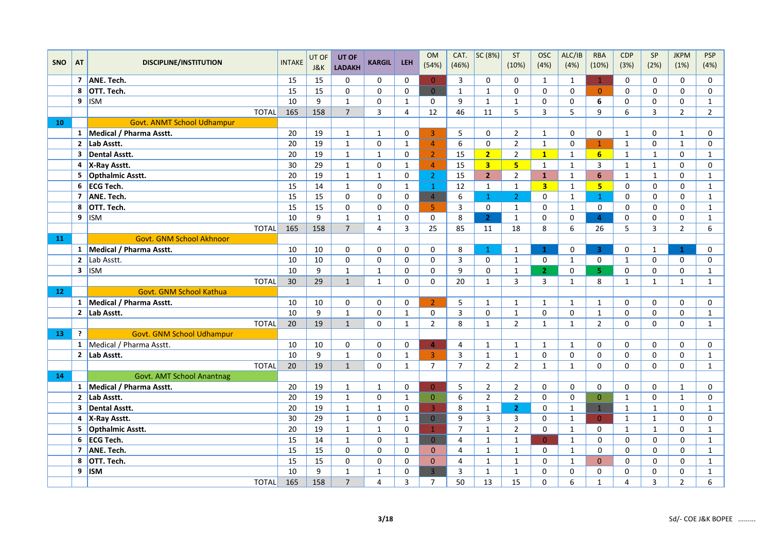| SNO | AT | DISCIPLINE/INSTITUTION | INTAKE | UT OF J&K | UT OF LADAKH | KARGIL | LEH | OM (54%) | CAT. (46%) | SC (8%) | ST (10%) | OSC (4%) | ALC/IB (4%) | RBA (10%) | CDP (3%) | SP (2%) | JKPM (1%) | PSP (4%) |
|---|---|---|---|---|---|---|---|---|---|---|---|---|---|---|---|---|---|---|
| | 7 | **ANE. Tech.** | 15 | 15 | 0 | 0 | 0 | 0 | 3 | 0 | 0 | 1 | 1 | 1 | 0 | 0 | 0 | 0 |
| | 8 | **OTT. Tech.** | 15 | 15 | 0 | 0 | 0 | 0 | 1 | 1 | 0 | 0 | 0 | 0 | 0 | 0 | 0 | 0 |
| | 9 | ISM | 10 | 9 | 1 | 0 | 1 | 0 | 9 | 1 | 1 | 0 | 0 | 6 | 0 | 0 | 0 | 1 |
| | | TOTAL | 165 | 158 | 7 | 3 | 4 | 12 | 46 | 11 | 5 | 3 | 5 | 9 | 6 | 3 | 2 | 2 |
| **10** | | Govt. ANMT School Udhampur | | | | | | | | | | | | | | | | |
| | 1 | **Medical / Pharma Asstt.** | 20 | 19 | 1 | 1 | 0 | 3 | 5 | 0 | 2 | 1 | 0 | 0 | 1 | 0 | 1 | 0 |
| | 2 | **Lab Asstt.** | 20 | 19 | 1 | 0 | 1 | 4 | 6 | 0 | 2 | 1 | 0 | 1 | 1 | 0 | 1 | 0 |
| | 3 | **Dental Asstt.** | 20 | 19 | 1 | 1 | 0 | 2 | 15 | 2 | 2 | 1 | 1 | 6 | 1 | 1 | 0 | 1 |
| | 4 | **X-Ray Asstt.** | 30 | 29 | 1 | 0 | 1 | 4 | 15 | 3 | 5 | 1 | 1 | 3 | 1 | 1 | 0 | 0 |
| | 5 | **Opthalmic Asstt.** | 20 | 19 | 1 | 1 | 0 | 2 | 15 | 2 | 2 | 1 | 1 | 6 | 1 | 1 | 0 | 1 |
| | 6 | **ECG Tech.** | 15 | 14 | 1 | 0 | 1 | 1 | 12 | 1 | 1 | 3 | 1 | 5 | 0 | 0 | 0 | 1 |
| | 7 | **ANE. Tech.** | 15 | 15 | 0 | 0 | 0 | 4 | 6 | 1 | 2 | 0 | 1 | 1 | 0 | 0 | 0 | 1 |
| | 8 | **OTT. Tech.** | 15 | 15 | 0 | 0 | 0 | 5 | 3 | 0 | 1 | 0 | 1 | 0 | 0 | 0 | 0 | 1 |
| | 9 | ISM | 10 | 9 | 1 | 1 | 0 | 0 | 8 | 2 | 1 | 0 | 0 | 4 | 0 | 0 | 0 | 1 |
| | | TOTAL | 165 | 158 | 7 | 4 | 3 | 25 | 85 | 11 | 18 | 8 | 6 | 26 | 5 | 3 | 2 | 6 |
| **11** | | Govt. GNM School Akhnoor | | | | | | | | | | | | | | | | |
| | 1 | **Medical / Pharma Asstt.** | 10 | 10 | 0 | 0 | 0 | 0 | 8 | 1 | 1 | 1 | 0 | 3 | 0 | 1 | 1 | 0 |
| | 2 | Lab Asstt. | 10 | 10 | 0 | 0 | 0 | 0 | 3 | 0 | 1 | 0 | 1 | 0 | 1 | 0 | 0 | 0 |
| | 3 | ISM | 10 | 9 | 1 | 1 | 0 | 0 | 9 | 0 | 1 | 2 | 0 | 5 | 0 | 0 | 0 | 1 |
| | | TOTAL | 30 | 29 | 1 | 1 | 0 | 0 | 20 | 1 | 3 | 3 | 1 | 8 | 1 | 1 | 1 | 1 |
| **12** | | Govt. GNM School Kathua | | | | | | | | | | | | | | | | |
| | 1 | **Medical / Pharma Asstt.** | 10 | 10 | 0 | 0 | 0 | 2 | 5 | 1 | 1 | 1 | 1 | 1 | 0 | 0 | 0 | 0 |
| | 2 | **Lab Asstt.** | 10 | 9 | 1 | 0 | 1 | 0 | 3 | 0 | 1 | 0 | 0 | 1 | 0 | 0 | 0 | 1 |
| | | TOTAL | 20 | 19 | 1 | 0 | 1 | 2 | 8 | 1 | 2 | 1 | 1 | 2 | 0 | 0 | 0 | 1 |
| **13** | ? | Govt. GNM School Udhampur | | | | | | | | | | | | | | | | |
| | 1 | Medical / Pharma Asstt. | 10 | 10 | 0 | 0 | 0 | 4 | 4 | 1 | 1 | 1 | 1 | 0 | 0 | 0 | 0 | 0 |
| | 2 | **Lab Asstt.** | 10 | 9 | 1 | 0 | 1 | 3 | 3 | 1 | 1 | 0 | 0 | 0 | 0 | 0 | 0 | 1 |
| | | TOTAL | 20 | 19 | 1 | 0 | 1 | 7 | 7 | 2 | 2 | 1 | 1 | 0 | 0 | 0 | 0 | 1 |
| **14** | | Govt. AMT School Anantnag | | | | | | | | | | | | | | | | |
| | 1 | **Medical / Pharma Asstt.** | 20 | 19 | 1 | 1 | 0 | 0 | 5 | 2 | 2 | 0 | 0 | 0 | 0 | 0 | 1 | 0 |
| | 2 | **Lab Asstt.** | 20 | 19 | 1 | 0 | 1 | 0 | 6 | 2 | 2 | 0 | 0 | 0 | 1 | 0 | 1 | 0 |
| | 3 | **Dental Asstt.** | 20 | 19 | 1 | 1 | 0 | 3 | 8 | 1 | 2 | 0 | 1 | 1 | 1 | 1 | 0 | 1 |
| | 4 | **X-Ray Asstt.** | 30 | 29 | 1 | 0 | 1 | 0 | 9 | 3 | 3 | 0 | 1 | 0 | 1 | 1 | 0 | 0 |
| | 5 | **Opthalmic Asstt.** | 20 | 19 | 1 | 1 | 0 | 1 | 7 | 1 | 2 | 0 | 1 | 0 | 1 | 1 | 0 | 1 |
| | 6 | **ECG Tech.** | 15 | 14 | 1 | 0 | 1 | 0 | 4 | 1 | 1 | 0 | 1 | 0 | 0 | 0 | 0 | 1 |
| | 7 | **ANE. Tech.** | 15 | 15 | 0 | 0 | 0 | 0 | 4 | 1 | 1 | 0 | 1 | 0 | 0 | 0 | 0 | 1 |
| | 8 | **OTT. Tech.** | 15 | 15 | 0 | 0 | 0 | 0 | 4 | 1 | 1 | 0 | 1 | 0 | 0 | 0 | 0 | 1 |
| | 9 | **ISM** | 10 | 9 | 1 | 1 | 0 | 3 | 3 | 1 | 1 | 0 | 0 | 0 | 0 | 0 | 0 | 1 |
| | | TOTAL | 165 | 158 | 7 | 4 | 3 | 7 | 50 | 13 | 15 | 0 | 6 | 1 | 4 | 3 | 2 | 6 |

Sd/- COE J&K BOPEE .........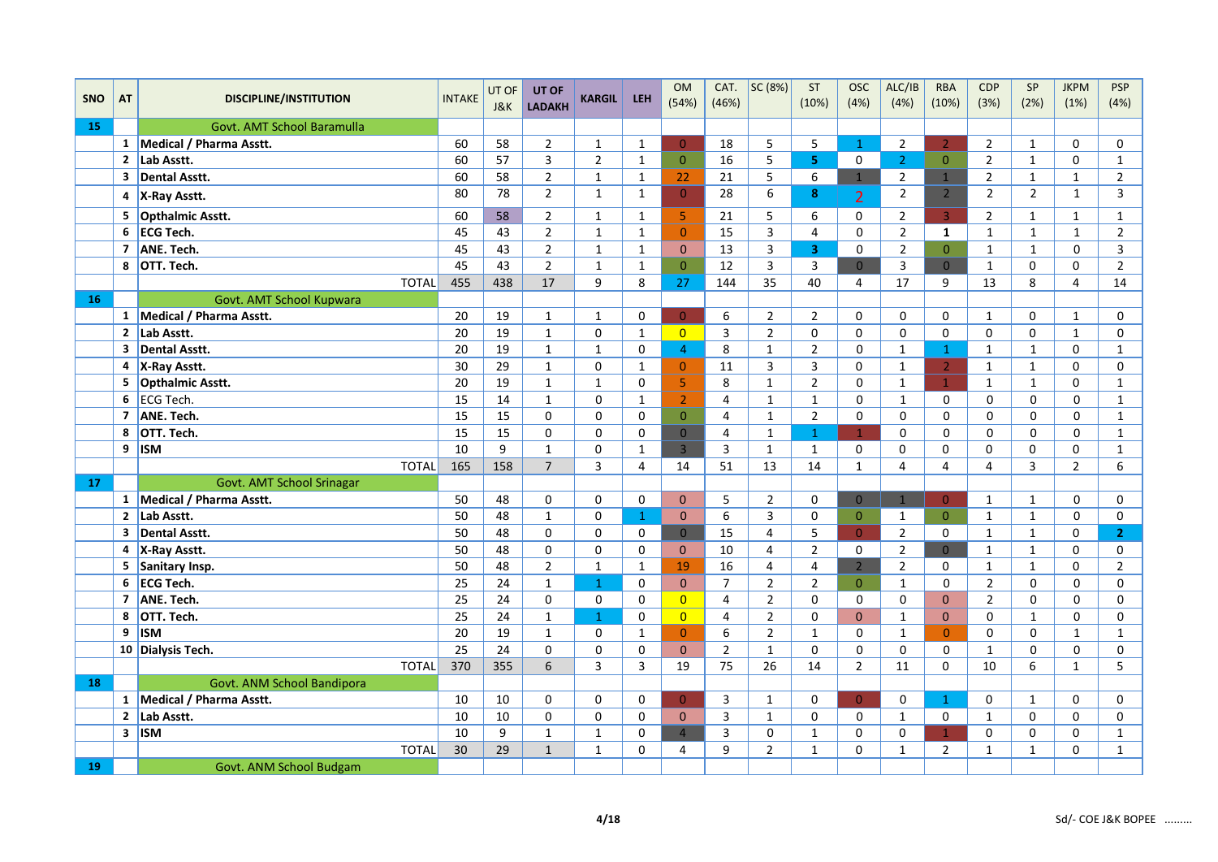| SNO | AT | DISCIPLINE/INSTITUTION | INTAKE | UT OF J&K | UT OF LADAKH | KARGIL | LEH | OM (54%) | CAT. (46%) | SC (8%) | ST (10%) | OSC (4%) | ALC/IB (4%) | RBA (10%) | CDP (3%) | SP (2%) | JKPM (1%) | PSP (4%) |
|---|---|---|---|---|---|---|---|---|---|---|---|---|---|---|---|---|---|---|
| 15 | | Govt. AMT School Baramulla | | | | | | | | | | | | | | | | |
| | 1 | **Medical / Pharma Asstt.** | 60 | 58 | 2 | 1 | 1 | 0 | 18 | 5 | 5 | 1 | 2 | 2 | 2 | 1 | 0 | 0 |
| | 2 | **Lab Asstt.** | 60 | 57 | 3 | 2 | 1 | 0 | 16 | 5 | **5** | 0 | 2 | 0 | 2 | 1 | 0 | 1 |
| | 3 | **Dental Asstt.** | 60 | 58 | 2 | 1 | 1 | 22 | 21 | 5 | 6 | 1 | 2 | 1 | 2 | 1 | 1 | 2 |
| | 4 | **X-Ray Asstt.** | 80 | 78 | 2 | 1 | 1 | 0 | 28 | 6 | **8** | 2 | 2 | 2 | 2 | 2 | 1 | 3 |
| | 5 | **Opthalmic Asstt.** | 60 | 58 | 2 | 1 | 1 | 5 | 21 | 5 | 6 | 0 | 2 | 3 | 2 | 1 | 1 | 1 |
| | 6 | **ECG Tech.** | 45 | 43 | 2 | 1 | 1 | 0 | 15 | 3 | 4 | 0 | 2 | **1** | 1 | 1 | 1 | 2 |
| | 7 | **ANE. Tech.** | 45 | 43 | 2 | 1 | 1 | 0 | 13 | 3 | **3** | 0 | 2 | 0 | 1 | 1 | 0 | 3 |
| | 8 | **OTT. Tech.** | 45 | 43 | 2 | 1 | 1 | 0 | 12 | 3 | 3 | 0 | 3 | 0 | 1 | 0 | 0 | 2 |
| | | TOTAL | 455 | 438 | 17 | 9 | 8 | 27 | 144 | 35 | 40 | 4 | 17 | 9 | 13 | 8 | 4 | 14 |
| 16 | | Govt. AMT School Kupwara | | | | | | | | | | | | | | | | |
| | 1 | **Medical / Pharma Asstt.** | 20 | 19 | 1 | 1 | 0 | 0 | 6 | 2 | 2 | 0 | 0 | 0 | 1 | 0 | 1 | 0 |
| | 2 | **Lab Asstt.** | 20 | 19 | 1 | 0 | 1 | 0 | 3 | 2 | 0 | 0 | 0 | 0 | 0 | 0 | 1 | 0 |
| | 3 | **Dental Asstt.** | 20 | 19 | 1 | 1 | 0 | 4 | 8 | 1 | 2 | 0 | 1 | 1 | 1 | 1 | 0 | 1 |
| | 4 | **X-Ray Asstt.** | 30 | 29 | 1 | 0 | 1 | 0 | 11 | 3 | 3 | 0 | 1 | 2 | 1 | 1 | 0 | 0 |
| | 5 | **Opthalmic Asstt.** | 20 | 19 | 1 | 1 | 0 | 5 | 8 | 1 | 2 | 0 | 1 | 1 | 1 | 1 | 0 | 1 |
| | 6 | ECG Tech. | 15 | 14 | 1 | 0 | 1 | 2 | 4 | 1 | 1 | 0 | 1 | 0 | 0 | 0 | 0 | 1 |
| | 7 | **ANE. Tech.** | 15 | 15 | 0 | 0 | 0 | 0 | 4 | 1 | 2 | 0 | 0 | 0 | 0 | 0 | 0 | 1 |
| | 8 | **OTT. Tech.** | 15 | 15 | 0 | 0 | 0 | 0 | 4 | 1 | 1 | 1 | 0 | 0 | 0 | 0 | 0 | 1 |
| | 9 | **ISM** | 10 | 9 | 1 | 0 | 1 | 3 | 3 | 1 | 1 | 0 | 0 | 0 | 0 | 0 | 0 | 1 |
| | | TOTAL | 165 | 158 | 7 | 3 | 4 | 14 | 51 | 13 | 14 | 1 | 4 | 4 | 4 | 3 | 2 | 6 |
| 17 | | Govt. AMT School Srinagar | | | | | | | | | | | | | | | | |
| | 1 | **Medical / Pharma Asstt.** | 50 | 48 | 0 | 0 | 0 | 0 | 5 | 2 | 0 | 0 | 1 | 0 | 1 | 1 | 0 | 0 |
| | 2 | **Lab Asstt.** | 50 | 48 | 1 | 0 | 1 | 0 | 6 | 3 | 0 | 0 | 1 | 0 | 1 | 1 | 0 | 0 |
| | 3 | **Dental Asstt.** | 50 | 48 | 0 | 0 | 0 | 0 | 15 | 4 | 5 | 0 | 2 | 0 | 1 | 1 | 0 | **2** |
| | 4 | **X-Ray Asstt.** | 50 | 48 | 0 | 0 | 0 | 0 | 10 | 4 | 2 | 0 | 2 | 0 | 1 | 1 | 0 | 0 |
| | 5 | **Sanitary Insp.** | 50 | 48 | 2 | 1 | 1 | 19 | 16 | 4 | 4 | 2 | 2 | 0 | 1 | 1 | 0 | 2 |
| | 6 | **ECG Tech.** | 25 | 24 | 1 | 1 | 0 | 0 | 7 | 2 | 2 | 0 | 1 | 0 | 2 | 0 | 0 | 0 |
| | 7 | **ANE. Tech.** | 25 | 24 | 0 | 0 | 0 | 0 | 4 | 2 | 0 | 0 | 0 | 0 | 2 | 0 | 0 | 0 |
| | 8 | **OTT. Tech.** | 25 | 24 | 1 | 1 | 0 | 0 | 4 | 2 | 0 | 0 | 1 | 0 | 0 | 1 | 0 | 0 |
| | 9 | **ISM** | 20 | 19 | 1 | 0 | 1 | 0 | 6 | 2 | 1 | 0 | 1 | 0 | 0 | 0 | 1 | 1 |
| | 10 | **Dialysis Tech.** | 25 | 24 | 0 | 0 | 0 | 0 | 2 | 1 | 0 | 0 | 0 | 0 | 1 | 0 | 0 | 0 |
| | | TOTAL | 370 | 355 | 6 | 3 | 3 | 19 | 75 | 26 | 14 | 2 | 11 | 0 | 10 | 6 | 1 | 5 |
| 18 | | Govt. ANM School Bandipora | | | | | | | | | | | | | | | | |
| | 1 | **Medical / Pharma Asstt.** | 10 | 10 | 0 | 0 | 0 | 0 | 3 | 1 | 0 | 0 | 0 | 1 | 0 | 1 | 0 | 0 |
| | 2 | **Lab Asstt.** | 10 | 10 | 0 | 0 | 0 | 0 | 3 | 1 | 0 | 0 | 1 | 0 | 1 | 0 | 0 | 0 |
| | 3 | **ISM** | 10 | 9 | 1 | 1 | 0 | 4 | 3 | 0 | 1 | 0 | 0 | 1 | 0 | 0 | 0 | 1 |
| | | TOTAL | 30 | 29 | 1 | 1 | 0 | 4 | 9 | 2 | 1 | 0 | 1 | 2 | 1 | 1 | 0 | 1 |
| 19 | | Govt. ANM School Budgam | | | | | | | | | | | | | | | | |

Sd/- COE J&K BOPEE .........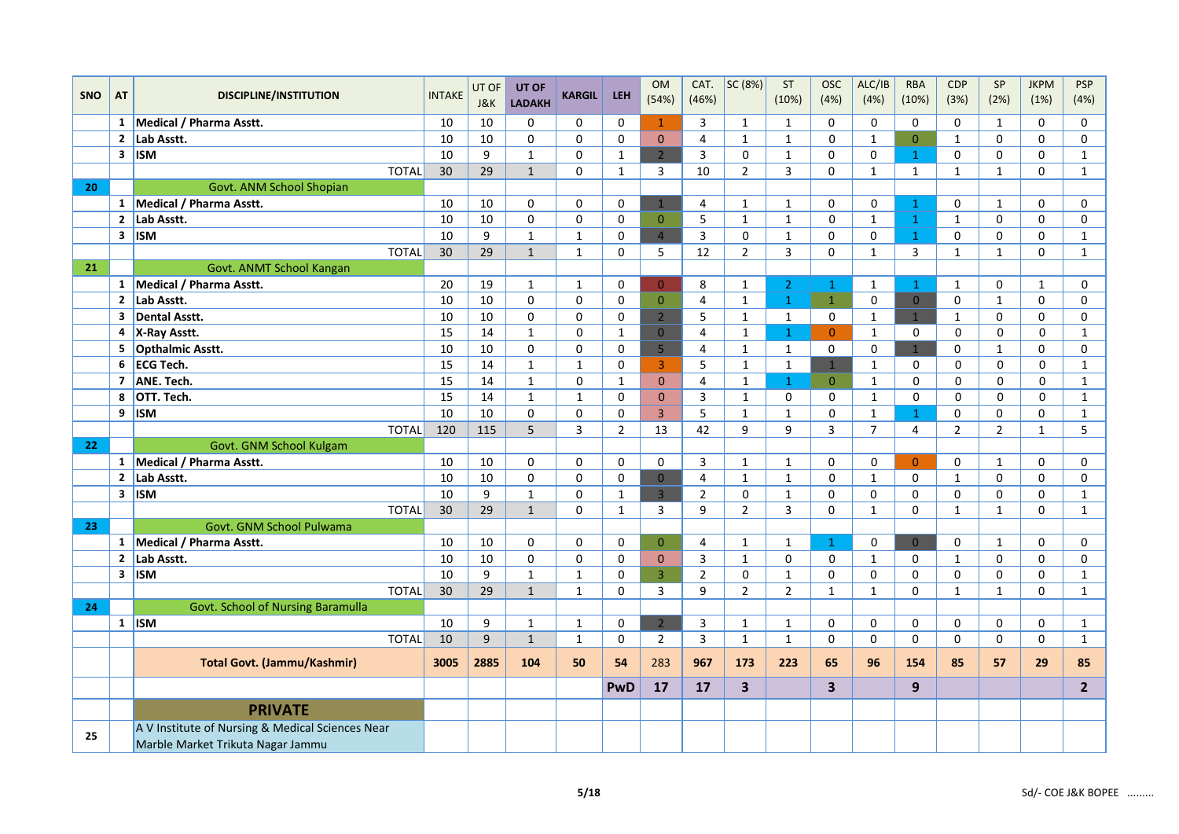| SNO | AT | DISCIPLINE/INSTITUTION | INTAKE | UT OF J&K | UT OF LADAKH | KARGIL | LEH | OM (54%) | CAT. (46%) | SC (8%) | ST (10%) | OSC (4%) | ALC/IB (4%) | RBA (10%) | CDP (3%) | SP (2%) | JKPM (1%) | PSP (4%) |
|---|---|---|---|---|---|---|---|---|---|---|---|---|---|---|---|---|---|---|
| | 1 | **Medical / Pharma Asstt.** | 10 | 10 | 0 | 0 | 0 | 1 | 3 | 1 | 1 | 0 | 0 | 0 | 0 | 1 | 0 | 0 |
| | 2 | **Lab Asstt.** | 10 | 10 | 0 | 0 | 0 | 0 | 4 | 1 | 1 | 0 | 1 | 0 | 1 | 0 | 0 | 0 |
| | 3 | **ISM** | 10 | 9 | 1 | 0 | 1 | 2 | 3 | 0 | 1 | 0 | 0 | 1 | 0 | 0 | 0 | 1 |
| | | TOTAL | 30 | 29 | 1 | 0 | 1 | 3 | 10 | 2 | 3 | 0 | 1 | 1 | 1 | 1 | 0 | 1 |
| **20** | | Govt. ANM School Shopian | | | | | | | | | | | | | | | | |
| | 1 | **Medical / Pharma Asstt.** | 10 | 10 | 0 | 0 | 0 | 1 | 4 | 1 | 1 | 0 | 0 | 1 | 0 | 1 | 0 | 0 |
| | 2 | **Lab Asstt.** | 10 | 10 | 0 | 0 | 0 | 0 | 5 | 1 | 1 | 0 | 1 | 1 | 1 | 0 | 0 | 0 |
| | 3 | **ISM** | 10 | 9 | 1 | 1 | 0 | 4 | 3 | 0 | 1 | 0 | 0 | 1 | 0 | 0 | 0 | 1 |
| | | TOTAL | 30 | 29 | 1 | 1 | 0 | 5 | 12 | 2 | 3 | 0 | 1 | 3 | 1 | 1 | 0 | 1 |
| **21** | | Govt. ANMT School Kangan | | | | | | | | | | | | | | | | |
| | 1 | **Medical / Pharma Asstt.** | 20 | 19 | 1 | 1 | 0 | 0 | 8 | 1 | 2 | 1 | 1 | 1 | 1 | 0 | 1 | 0 |
| | 2 | **Lab Asstt.** | 10 | 10 | 0 | 0 | 0 | 0 | 4 | 1 | 1 | 1 | 0 | 0 | 0 | 1 | 0 | 0 |
| | 3 | **Dental Asstt.** | 10 | 10 | 0 | 0 | 0 | 2 | 5 | 1 | 1 | 0 | 1 | 1 | 1 | 0 | 0 | 0 |
| | 4 | **X-Ray Asstt.** | 15 | 14 | 1 | 0 | 1 | 0 | 4 | 1 | 1 | 0 | 1 | 0 | 0 | 0 | 0 | 1 |
| | 5 | **Opthalmic Asstt.** | 10 | 10 | 0 | 0 | 0 | 5 | 4 | 1 | 1 | 0 | 0 | 1 | 0 | 1 | 0 | 0 |
| | 6 | **ECG Tech.** | 15 | 14 | 1 | 1 | 0 | 3 | 5 | 1 | 1 | 1 | 1 | 0 | 0 | 0 | 0 | 1 |
| | 7 | **ANE. Tech.** | 15 | 14 | 1 | 0 | 1 | 0 | 4 | 1 | 1 | 0 | 1 | 0 | 0 | 0 | 0 | 1 |
| | 8 | **OTT. Tech.** | 15 | 14 | 1 | 1 | 0 | 0 | 3 | 1 | 0 | 0 | 1 | 0 | 0 | 0 | 0 | 1 |
| | 9 | **ISM** | 10 | 10 | 0 | 0 | 0 | 3 | 5 | 1 | 1 | 0 | 1 | 1 | 0 | 0 | 0 | 1 |
| | | TOTAL | 120 | 115 | 5 | 3 | 2 | 13 | 42 | 9 | 9 | 3 | 7 | 4 | 2 | 2 | 1 | 5 |
| **22** | | Govt. GNM School Kulgam | | | | | | | | | | | | | | | | |
| | 1 | **Medical / Pharma Asstt.** | 10 | 10 | 0 | 0 | 0 | 0 | 3 | 1 | 1 | 0 | 0 | 0 | 0 | 1 | 0 | 0 |
| | 2 | **Lab Asstt.** | 10 | 10 | 0 | 0 | 0 | 0 | 4 | 1 | 1 | 0 | 1 | 0 | 1 | 0 | 0 | 0 |
| | 3 | **ISM** | 10 | 9 | 1 | 0 | 1 | 3 | 2 | 0 | 1 | 0 | 0 | 0 | 0 | 0 | 0 | 1 |
| | | TOTAL | 30 | 29 | 1 | 0 | 1 | 3 | 9 | 2 | 3 | 0 | 1 | 0 | 1 | 1 | 0 | 1 |
| **23** | | Govt. GNM School Pulwama | | | | | | | | | | | | | | | | |
| | 1 | **Medical / Pharma Asstt.** | 10 | 10 | 0 | 0 | 0 | 0 | 4 | 1 | 1 | 1 | 0 | 0 | 0 | 1 | 0 | 0 |
| | 2 | **Lab Asstt.** | 10 | 10 | 0 | 0 | 0 | 0 | 3 | 1 | 0 | 0 | 1 | 0 | 1 | 0 | 0 | 0 |
| | 3 | **ISM** | 10 | 9 | 1 | 1 | 0 | 3 | 2 | 0 | 1 | 0 | 0 | 0 | 0 | 0 | 0 | 1 |
| | | TOTAL | 30 | 29 | 1 | 1 | 0 | 3 | 9 | 2 | 2 | 1 | 1 | 0 | 1 | 1 | 0 | 1 |
| **24** | | Govt. School of Nursing Baramulla | | | | | | | | | | | | | | | | |
| | 1 | **ISM** | 10 | 9 | 1 | 1 | 0 | 2 | 3 | 1 | 1 | 0 | 0 | 0 | 0 | 0 | 0 | 1 |
| | | TOTAL | 10 | 9 | 1 | 1 | 0 | 2 | 3 | 1 | 1 | 0 | 0 | 0 | 0 | 0 | 0 | 1 |
| | | **Total Govt. (Jammu/Kashmir)** | **3005** | **2885** | **104** | **50** | **54** | 283 | **967** | **173** | **223** | **65** | **96** | **154** | **85** | **57** | **29** | **85** |
| | | | | | | | **PwD** | **17** | **17** | **3** | | **3** | | **9** | | | | **2** |
| | | **PRIVATE** | | | | | | | | | | | | | | | | |
| **25** | | A V Institute of Nursing & Medical Sciences Near Marble Market Trikuta Nagar Jammu | | | | | | | | | | | | | | | | |

Sd/- COE J&K BOPEE .........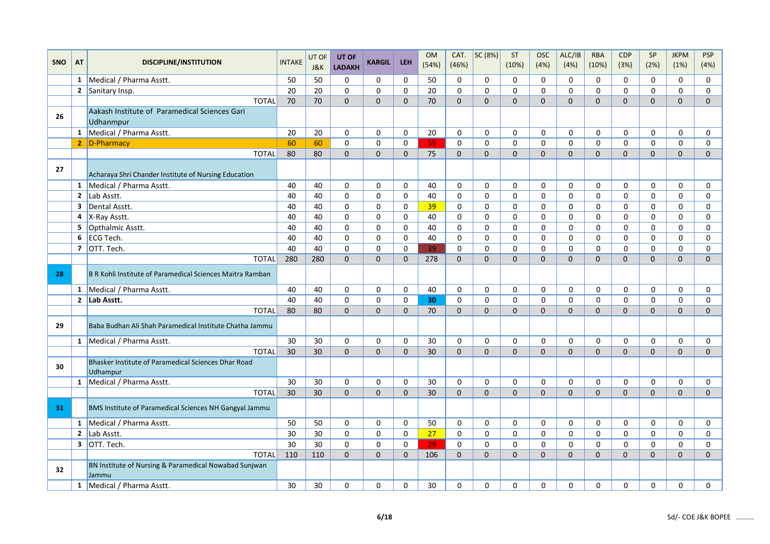| SNO | AT | DISCIPLINE/INSTITUTION | INTAKE | UT OF J&K | UT OF LADAKH | KARGIL | LEH | OM (54%) | CAT. (46%) | SC (8%) | ST (10%) | OSC (4%) | ALC/IB (4%) | RBA (10%) | CDP (3%) | SP (2%) | JKPM (1%) | PSP (4%) |
|---|---|---|---|---|---|---|---|---|---|---|---|---|---|---|---|---|---|---|
| | 1 | Medical / Pharma Asstt. | 50 | 50 | 0 | 0 | 0 | 50 | 0 | 0 | 0 | 0 | 0 | 0 | 0 | 0 | 0 | 0 |
| | 2 | Sanitary Insp. | 20 | 20 | 0 | 0 | 0 | 20 | 0 | 0 | 0 | 0 | 0 | 0 | 0 | 0 | 0 | 0 |
| | | TOTAL | 70 | 70 | 0 | 0 | 0 | 70 | 0 | 0 | 0 | 0 | 0 | 0 | 0 | 0 | 0 | 0 |
| 26 | | Aakash Institute of Paramedical Sciences Gari Udhanmpur | | | | | | | | | | | | | | | | |
| | 1 | Medical / Pharma Asstt. | 20 | 20 | 0 | 0 | 0 | 20 | 0 | 0 | 0 | 0 | 0 | 0 | 0 | 0 | 0 | 0 |
| | 2 | D-Pharmacy | 60 | 60 | 0 | 0 | 0 | 55 | 0 | 0 | 0 | 0 | 0 | 0 | 0 | 0 | 0 | 0 |
| | | TOTAL | 80 | 80 | 0 | 0 | 0 | 75 | 0 | 0 | 0 | 0 | 0 | 0 | 0 | 0 | 0 | 0 |
| 27 | | Acharaya Shri Chander Institute of Nursing Education | | | | | | | | | | | | | | | | |
| | 1 | Medical / Pharma Asstt. | 40 | 40 | 0 | 0 | 0 | 40 | 0 | 0 | 0 | 0 | 0 | 0 | 0 | 0 | 0 | 0 |
| | 2 | Lab Asstt. | 40 | 40 | 0 | 0 | 0 | 40 | 0 | 0 | 0 | 0 | 0 | 0 | 0 | 0 | 0 | 0 |
| | 3 | Dental Asstt. | 40 | 40 | 0 | 0 | 0 | 39 | 0 | 0 | 0 | 0 | 0 | 0 | 0 | 0 | 0 | 0 |
| | 4 | X-Ray Asstt. | 40 | 40 | 0 | 0 | 0 | 40 | 0 | 0 | 0 | 0 | 0 | 0 | 0 | 0 | 0 | 0 |
| | 5 | Opthalmic Asstt. | 40 | 40 | 0 | 0 | 0 | 40 | 0 | 0 | 0 | 0 | 0 | 0 | 0 | 0 | 0 | 0 |
| | 6 | ECG Tech. | 40 | 40 | 0 | 0 | 0 | 40 | 0 | 0 | 0 | 0 | 0 | 0 | 0 | 0 | 0 | 0 |
| | 7 | OTT. Tech. | 40 | 40 | 0 | 0 | 0 | 39 | 0 | 0 | 0 | 0 | 0 | 0 | 0 | 0 | 0 | 0 |
| | | TOTAL | 280 | 280 | 0 | 0 | 0 | 278 | 0 | 0 | 0 | 0 | 0 | 0 | 0 | 0 | 0 | 0 |
| 28 | | B R Kohli Institute of Paramedical Sciences Maitra Ramban | | | | | | | | | | | | | | | | |
| | 1 | Medical / Pharma Asstt. | 40 | 40 | 0 | 0 | 0 | 40 | 0 | 0 | 0 | 0 | 0 | 0 | 0 | 0 | 0 | 0 |
| | 2 | **Lab Asstt.** | 40 | 40 | 0 | 0 | 0 | 30 | 0 | 0 | 0 | 0 | 0 | 0 | 0 | 0 | 0 | 0 |
| | | TOTAL | 80 | 80 | 0 | 0 | 0 | 70 | 0 | 0 | 0 | 0 | 0 | 0 | 0 | 0 | 0 | 0 |
| 29 | | Baba Budhan Ali Shah Paramedical Institute Chatha Jammu | | | | | | | | | | | | | | | | |
| | 1 | Medical / Pharma Asstt. | 30 | 30 | 0 | 0 | 0 | 30 | 0 | 0 | 0 | 0 | 0 | 0 | 0 | 0 | 0 | 0 |
| | | TOTAL | 30 | 30 | 0 | 0 | 0 | 30 | 0 | 0 | 0 | 0 | 0 | 0 | 0 | 0 | 0 | 0 |
| 30 | | Bhasker Institute of Paramedical Sciences Dhar Road Udhampur | | | | | | | | | | | | | | | | |
| | 1 | Medical / Pharma Asstt. | 30 | 30 | 0 | 0 | 0 | 30 | 0 | 0 | 0 | 0 | 0 | 0 | 0 | 0 | 0 | 0 |
| | | TOTAL | 30 | 30 | 0 | 0 | 0 | 30 | 0 | 0 | 0 | 0 | 0 | 0 | 0 | 0 | 0 | 0 |
| 31 | | BMS Institute of Paramedical Sciences NH Gangyal Jammu | | | | | | | | | | | | | | | | |
| | 1 | Medical / Pharma Asstt. | 50 | 50 | 0 | 0 | 0 | 50 | 0 | 0 | 0 | 0 | 0 | 0 | 0 | 0 | 0 | 0 |
| | 2 | Lab Asstt. | 30 | 30 | 0 | 0 | 0 | 27 | 0 | 0 | 0 | 0 | 0 | 0 | 0 | 0 | 0 | 0 |
| | 3 | OTT. Tech. | 30 | 30 | 0 | 0 | 0 | 29 | 0 | 0 | 0 | 0 | 0 | 0 | 0 | 0 | 0 | 0 |
| | | TOTAL | 110 | 110 | 0 | 0 | 0 | 106 | 0 | 0 | 0 | 0 | 0 | 0 | 0 | 0 | 0 | 0 |
| 32 | | BN Institute of Nursing & Paramedical Nowabad Sunjwan Jammu | | | | | | | | | | | | | | | | |
| | 1 | Medical / Pharma Asstt. | 30 | 30 | 0 | 0 | 0 | 30 | 0 | 0 | 0 | 0 | 0 | 0 | 0 | 0 | 0 | 0 |

Sd/- COE J&K BOPEE .........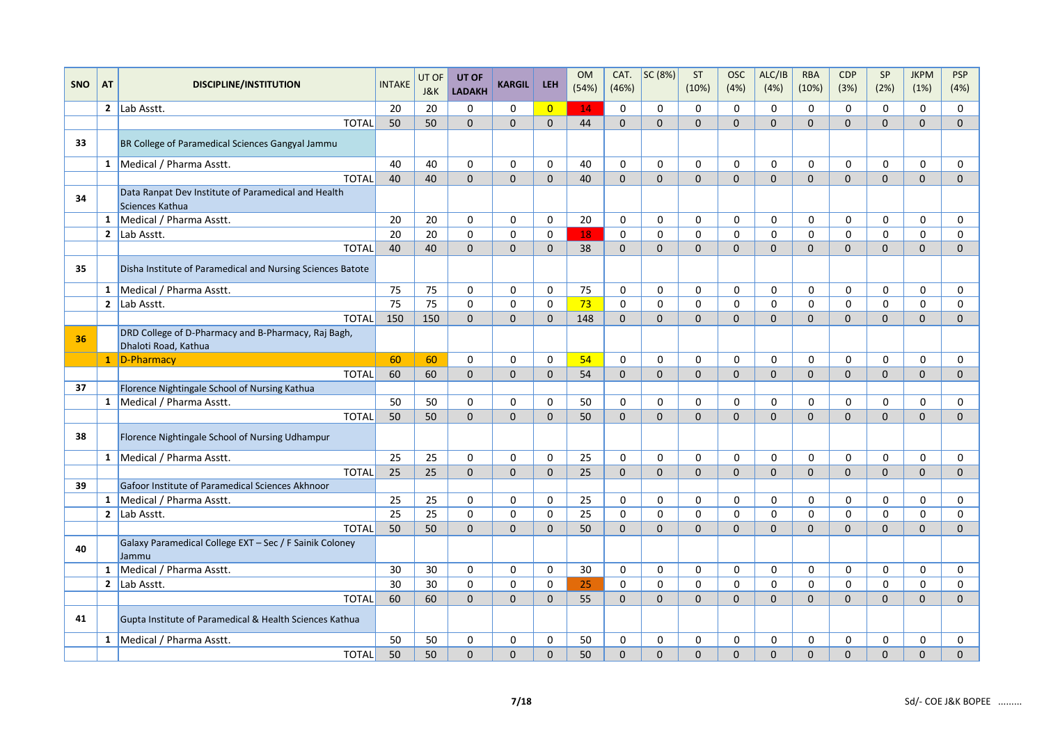| SNO | AT | DISCIPLINE/INSTITUTION | INTAKE | UT OF J&K | UT OF LADAKH | KARGIL | LEH | OM (54%) | CAT. (46%) | SC (8%) | ST (10%) | OSC (4%) | ALC/IB (4%) | RBA (10%) | CDP (3%) | SP (2%) | JKPM (1%) | PSP (4%) |
|---|---|---|---|---|---|---|---|---|---|---|---|---|---|---|---|---|---|---|
| | 2 | Lab Asstt. | 20 | 20 | 0 | 0 | 0 | 14 | 0 | 0 | 0 | 0 | 0 | 0 | 0 | 0 | 0 | 0 |
| | | TOTAL | 50 | 50 | 0 | 0 | 0 | 44 | 0 | 0 | 0 | 0 | 0 | 0 | 0 | 0 | 0 | 0 |
| 33 | | BR College of Paramedical Sciences Gangyal Jammu | | | | | | | | | | | | | | | | |
| | 1 | Medical / Pharma Asstt. | 40 | 40 | 0 | 0 | 0 | 40 | 0 | 0 | 0 | 0 | 0 | 0 | 0 | 0 | 0 | 0 |
| | | TOTAL | 40 | 40 | 0 | 0 | 0 | 40 | 0 | 0 | 0 | 0 | 0 | 0 | 0 | 0 | 0 | 0 |
| 34 | | Data Ranpat Dev Institute of Paramedical and Health Sciences Kathua | | | | | | | | | | | | | | | | |
| | 1 | Medical / Pharma Asstt. | 20 | 20 | 0 | 0 | 0 | 20 | 0 | 0 | 0 | 0 | 0 | 0 | 0 | 0 | 0 | 0 |
| | 2 | Lab Asstt. | 20 | 20 | 0 | 0 | 0 | 18 | 0 | 0 | 0 | 0 | 0 | 0 | 0 | 0 | 0 | 0 |
| | | TOTAL | 40 | 40 | 0 | 0 | 0 | 38 | 0 | 0 | 0 | 0 | 0 | 0 | 0 | 0 | 0 | 0 |
| 35 | | Disha Institute of Paramedical and Nursing Sciences Batote | | | | | | | | | | | | | | | | |
| | 1 | Medical / Pharma Asstt. | 75 | 75 | 0 | 0 | 0 | 75 | 0 | 0 | 0 | 0 | 0 | 0 | 0 | 0 | 0 | 0 |
| | 2 | Lab Asstt. | 75 | 75 | 0 | 0 | 0 | 73 | 0 | 0 | 0 | 0 | 0 | 0 | 0 | 0 | 0 | 0 |
| | | TOTAL | 150 | 150 | 0 | 0 | 0 | 148 | 0 | 0 | 0 | 0 | 0 | 0 | 0 | 0 | 0 | 0 |
| 36 | | DRD College of D-Pharmacy and B-Pharmacy, Raj Bagh, Dhaloti Road, Kathua | | | | | | | | | | | | | | | | |
| | 1 | D-Pharmacy | 60 | 60 | 0 | 0 | 0 | 54 | 0 | 0 | 0 | 0 | 0 | 0 | 0 | 0 | 0 | 0 |
| | | TOTAL | 60 | 60 | 0 | 0 | 0 | 54 | 0 | 0 | 0 | 0 | 0 | 0 | 0 | 0 | 0 | 0 |
| 37 | | Florence Nightingale School of Nursing Kathua | | | | | | | | | | | | | | | | |
| | 1 | Medical / Pharma Asstt. | 50 | 50 | 0 | 0 | 0 | 50 | 0 | 0 | 0 | 0 | 0 | 0 | 0 | 0 | 0 | 0 |
| | | TOTAL | 50 | 50 | 0 | 0 | 0 | 50 | 0 | 0 | 0 | 0 | 0 | 0 | 0 | 0 | 0 | 0 |
| 38 | | Florence Nightingale School of Nursing Udhampur | | | | | | | | | | | | | | | | |
| | 1 | Medical / Pharma Asstt. | 25 | 25 | 0 | 0 | 0 | 25 | 0 | 0 | 0 | 0 | 0 | 0 | 0 | 0 | 0 | 0 |
| | | TOTAL | 25 | 25 | 0 | 0 | 0 | 25 | 0 | 0 | 0 | 0 | 0 | 0 | 0 | 0 | 0 | 0 |
| 39 | | Gafoor Institute of Paramedical Sciences Akhnoor | | | | | | | | | | | | | | | | |
| | 1 | Medical / Pharma Asstt. | 25 | 25 | 0 | 0 | 0 | 25 | 0 | 0 | 0 | 0 | 0 | 0 | 0 | 0 | 0 | 0 |
| | 2 | Lab Asstt. | 25 | 25 | 0 | 0 | 0 | 25 | 0 | 0 | 0 | 0 | 0 | 0 | 0 | 0 | 0 | 0 |
| | | TOTAL | 50 | 50 | 0 | 0 | 0 | 50 | 0 | 0 | 0 | 0 | 0 | 0 | 0 | 0 | 0 | 0 |
| 40 | | Galaxy Paramedical College EXT – Sec / F Sainik Coloney Jammu | | | | | | | | | | | | | | | | |
| | 1 | Medical / Pharma Asstt. | 30 | 30 | 0 | 0 | 0 | 30 | 0 | 0 | 0 | 0 | 0 | 0 | 0 | 0 | 0 | 0 |
| | 2 | Lab Asstt. | 30 | 30 | 0 | 0 | 0 | 25 | 0 | 0 | 0 | 0 | 0 | 0 | 0 | 0 | 0 | 0 |
| | | TOTAL | 60 | 60 | 0 | 0 | 0 | 55 | 0 | 0 | 0 | 0 | 0 | 0 | 0 | 0 | 0 | 0 |
| 41 | | Gupta Institute of Paramedical & Health Sciences Kathua | | | | | | | | | | | | | | | | |
| | 1 | Medical / Pharma Asstt. | 50 | 50 | 0 | 0 | 0 | 50 | 0 | 0 | 0 | 0 | 0 | 0 | 0 | 0 | 0 | 0 |
| | | TOTAL | 50 | 50 | 0 | 0 | 0 | 50 | 0 | 0 | 0 | 0 | 0 | 0 | 0 | 0 | 0 | 0 |

Sd/- COE J&K BOPEE .........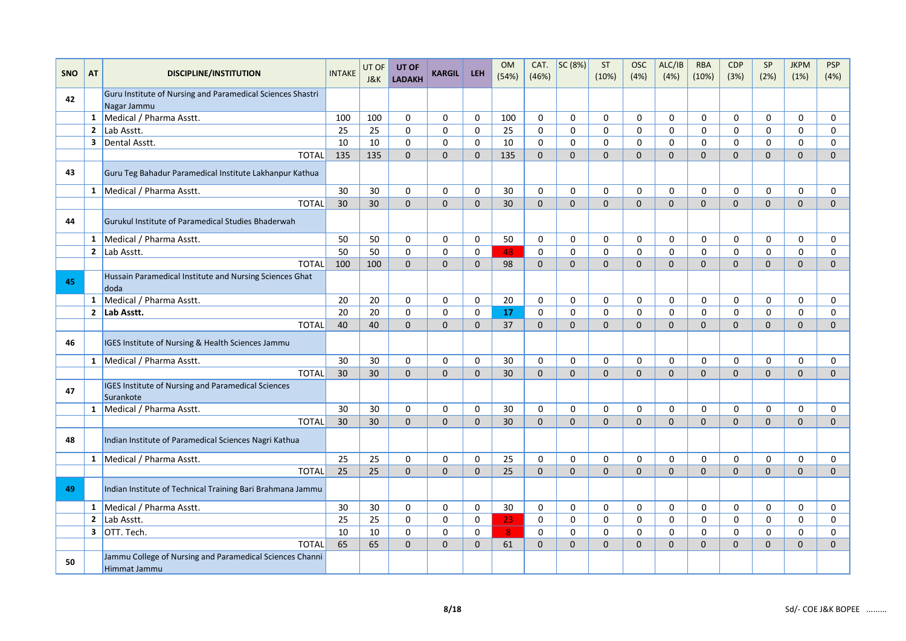| SNO | AT | DISCIPLINE/INSTITUTION | INTAKE | UT OF J&K | UT OF LADAKH | KARGIL | LEH | OM (54%) | CAT. (46%) | SC (8%) | ST (10%) | OSC (4%) | ALC/IB (4%) | RBA (10%) | CDP (3%) | SP (2%) | JKPM (1%) | PSP (4%) |
|---|---|---|---|---|---|---|---|---|---|---|---|---|---|---|---|---|---|---|
| 42 | | Guru Institute of Nursing and Paramedical Sciences Shastri Nagar Jammu | | | | | | | | | | | | | | | | |
| | 1 | Medical / Pharma Asstt. | 100 | 100 | 0 | 0 | 0 | 100 | 0 | 0 | 0 | 0 | 0 | 0 | 0 | 0 | 0 | 0 |
| | 2 | Lab Asstt. | 25 | 25 | 0 | 0 | 0 | 25 | 0 | 0 | 0 | 0 | 0 | 0 | 0 | 0 | 0 | 0 |
| | 3 | Dental Asstt. | 10 | 10 | 0 | 0 | 0 | 10 | 0 | 0 | 0 | 0 | 0 | 0 | 0 | 0 | 0 | 0 |
| | | TOTAL | 135 | 135 | 0 | 0 | 0 | 135 | 0 | 0 | 0 | 0 | 0 | 0 | 0 | 0 | 0 | 0 |
| 43 | | Guru Teg Bahadur Paramedical Institute Lakhanpur Kathua | | | | | | | | | | | | | | | | |
| | 1 | Medical / Pharma Asstt. | 30 | 30 | 0 | 0 | 0 | 30 | 0 | 0 | 0 | 0 | 0 | 0 | 0 | 0 | 0 | 0 |
| | | TOTAL | 30 | 30 | 0 | 0 | 0 | 30 | 0 | 0 | 0 | 0 | 0 | 0 | 0 | 0 | 0 | 0 |
| 44 | | Gurukul Institute of Paramedical Studies Bhaderwah | | | | | | | | | | | | | | | | |
| | 1 | Medical / Pharma Asstt. | 50 | 50 | 0 | 0 | 0 | 50 | 0 | 0 | 0 | 0 | 0 | 0 | 0 | 0 | 0 | 0 |
| | 2 | Lab Asstt. | 50 | 50 | 0 | 0 | 0 | 48 | 0 | 0 | 0 | 0 | 0 | 0 | 0 | 0 | 0 | 0 |
| | | TOTAL | 100 | 100 | 0 | 0 | 0 | 98 | 0 | 0 | 0 | 0 | 0 | 0 | 0 | 0 | 0 | 0 |
| 45 | | Hussain Paramedical Institute and Nursing Sciences Ghat doda | | | | | | | | | | | | | | | | |
| | 1 | Medical / Pharma Asstt. | 20 | 20 | 0 | 0 | 0 | 20 | 0 | 0 | 0 | 0 | 0 | 0 | 0 | 0 | 0 | 0 |
| | 2 | **Lab Asstt.** | 20 | 20 | 0 | 0 | 0 | **17** | 0 | 0 | 0 | 0 | 0 | 0 | 0 | 0 | 0 | 0 |
| | | TOTAL | 40 | 40 | 0 | 0 | 0 | 37 | 0 | 0 | 0 | 0 | 0 | 0 | 0 | 0 | 0 | 0 |
| 46 | | IGES Institute of Nursing & Health Sciences Jammu | | | | | | | | | | | | | | | | |
| | 1 | Medical / Pharma Asstt. | 30 | 30 | 0 | 0 | 0 | 30 | 0 | 0 | 0 | 0 | 0 | 0 | 0 | 0 | 0 | 0 |
| | | TOTAL | 30 | 30 | 0 | 0 | 0 | 30 | 0 | 0 | 0 | 0 | 0 | 0 | 0 | 0 | 0 | 0 |
| 47 | | IGES Institute of Nursing and Paramedical Sciences Surankote | | | | | | | | | | | | | | | | |
| | 1 | Medical / Pharma Asstt. | 30 | 30 | 0 | 0 | 0 | 30 | 0 | 0 | 0 | 0 | 0 | 0 | 0 | 0 | 0 | 0 |
| | | TOTAL | 30 | 30 | 0 | 0 | 0 | 30 | 0 | 0 | 0 | 0 | 0 | 0 | 0 | 0 | 0 | 0 |
| 48 | | Indian Institute of Paramedical Sciences Nagri Kathua | | | | | | | | | | | | | | | | |
| | 1 | Medical / Pharma Asstt. | 25 | 25 | 0 | 0 | 0 | 25 | 0 | 0 | 0 | 0 | 0 | 0 | 0 | 0 | 0 | 0 |
| | | TOTAL | 25 | 25 | 0 | 0 | 0 | 25 | 0 | 0 | 0 | 0 | 0 | 0 | 0 | 0 | 0 | 0 |
| 49 | | Indian Institute of Technical Training Bari Brahmana Jammu | | | | | | | | | | | | | | | | |
| | 1 | Medical / Pharma Asstt. | 30 | 30 | 0 | 0 | 0 | 30 | 0 | 0 | 0 | 0 | 0 | 0 | 0 | 0 | 0 | 0 |
| | 2 | Lab Asstt. | 25 | 25 | 0 | 0 | 0 | 23 | 0 | 0 | 0 | 0 | 0 | 0 | 0 | 0 | 0 | 0 |
| | 3 | OTT. Tech. | 10 | 10 | 0 | 0 | 0 | 8 | 0 | 0 | 0 | 0 | 0 | 0 | 0 | 0 | 0 | 0 |
| | | TOTAL | 65 | 65 | 0 | 0 | 0 | 61 | 0 | 0 | 0 | 0 | 0 | 0 | 0 | 0 | 0 | 0 |
| 50 | | Jammu College of Nursing and Paramedical Sciences Channi Himmat Jammu | | | | | | | | | | | | | | | | |

Sd/- COE J&K BOPEE .........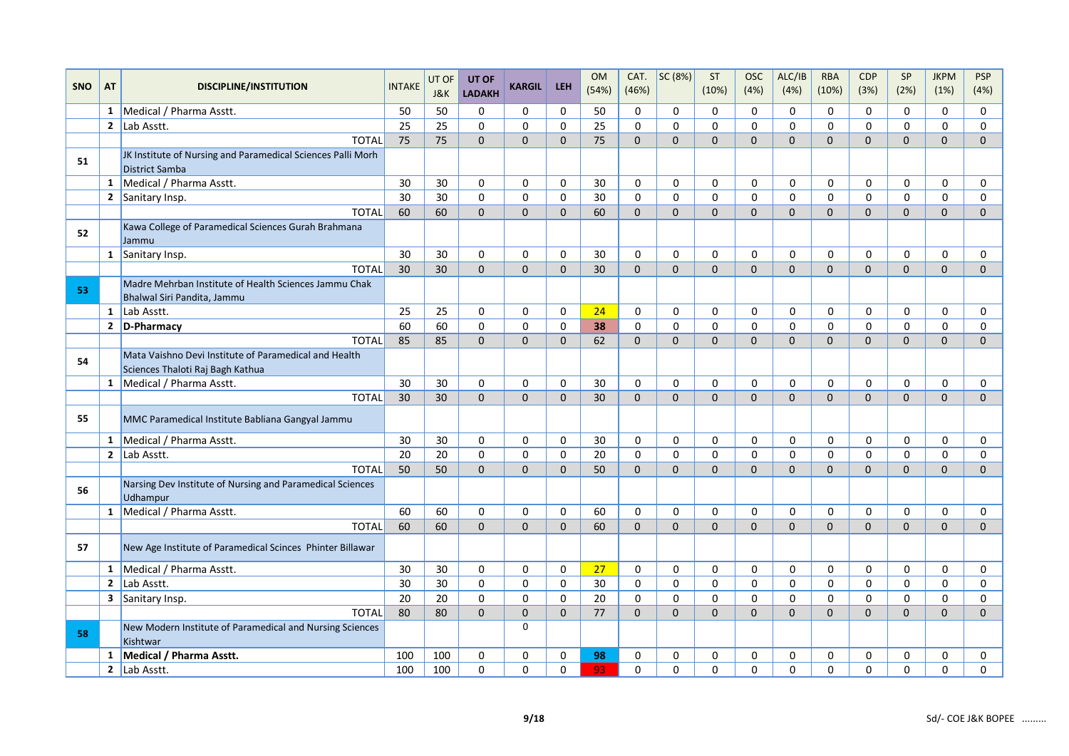| SNO | AT | DISCIPLINE/INSTITUTION | INTAKE | UT OF J&K | UT OF LADAKH | KARGIL | LEH | OM (54%) | CAT. (46%) | SC (8%) | ST (10%) | OSC (4%) | ALC/IB (4%) | RBA (10%) | CDP (3%) | SP (2%) | JKPM (1%) | PSP (4%) |
|---|---|---|---|---|---|---|---|---|---|---|---|---|---|---|---|---|---|---|
| | 1 | Medical / Pharma Asstt. | 50 | 50 | 0 | 0 | 0 | 50 | 0 | 0 | 0 | 0 | 0 | 0 | 0 | 0 | 0 | 0 |
| | 2 | Lab Asstt. | 25 | 25 | 0 | 0 | 0 | 25 | 0 | 0 | 0 | 0 | 0 | 0 | 0 | 0 | 0 | 0 |
| | | TOTAL | 75 | 75 | 0 | 0 | 0 | 75 | 0 | 0 | 0 | 0 | 0 | 0 | 0 | 0 | 0 | 0 |
| 51 | | JK Institute of Nursing and Paramedical Sciences Palli Morh District Samba | | | | | | | | | | | | | | | | |
| | 1 | Medical / Pharma Asstt. | 30 | 30 | 0 | 0 | 0 | 30 | 0 | 0 | 0 | 0 | 0 | 0 | 0 | 0 | 0 | 0 |
| | 2 | Sanitary Insp. | 30 | 30 | 0 | 0 | 0 | 30 | 0 | 0 | 0 | 0 | 0 | 0 | 0 | 0 | 0 | 0 |
| | | TOTAL | 60 | 60 | 0 | 0 | 0 | 60 | 0 | 0 | 0 | 0 | 0 | 0 | 0 | 0 | 0 | 0 |
| 52 | | Kawa College of Paramedical Sciences Gurah Brahmana Jammu | | | | | | | | | | | | | | | | |
| | 1 | Sanitary Insp. | 30 | 30 | 0 | 0 | 0 | 30 | 0 | 0 | 0 | 0 | 0 | 0 | 0 | 0 | 0 | 0 |
| | | TOTAL | 30 | 30 | 0 | 0 | 0 | 30 | 0 | 0 | 0 | 0 | 0 | 0 | 0 | 0 | 0 | 0 |
| 53 | | Madre Mehrban Institute of Health Sciences Jammu Chak Bhalwal Siri Pandita, Jammu | | | | | | | | | | | | | | | | |
| | 1 | Lab Asstt. | 25 | 25 | 0 | 0 | 0 | 24 | 0 | 0 | 0 | 0 | 0 | 0 | 0 | 0 | 0 | 0 |
| | 2 | **D-Pharmacy** | 60 | 60 | 0 | 0 | 0 | 38 | 0 | 0 | 0 | 0 | 0 | 0 | 0 | 0 | 0 | 0 |
| | | TOTAL | 85 | 85 | 0 | 0 | 0 | 62 | 0 | 0 | 0 | 0 | 0 | 0 | 0 | 0 | 0 | 0 |
| 54 | | Mata Vaishno Devi Institute of Paramedical and Health Sciences Thaloti Raj Bagh Kathua | | | | | | | | | | | | | | | | |
| | 1 | Medical / Pharma Asstt. | 30 | 30 | 0 | 0 | 0 | 30 | 0 | 0 | 0 | 0 | 0 | 0 | 0 | 0 | 0 | 0 |
| | | TOTAL | 30 | 30 | 0 | 0 | 0 | 30 | 0 | 0 | 0 | 0 | 0 | 0 | 0 | 0 | 0 | 0 |
| 55 | | MMC Paramedical Institute Babliana Gangyal Jammu | | | | | | | | | | | | | | | | |
| | 1 | Medical / Pharma Asstt. | 30 | 30 | 0 | 0 | 0 | 30 | 0 | 0 | 0 | 0 | 0 | 0 | 0 | 0 | 0 | 0 |
| | 2 | Lab Asstt. | 20 | 20 | 0 | 0 | 0 | 20 | 0 | 0 | 0 | 0 | 0 | 0 | 0 | 0 | 0 | 0 |
| | | TOTAL | 50 | 50 | 0 | 0 | 0 | 50 | 0 | 0 | 0 | 0 | 0 | 0 | 0 | 0 | 0 | 0 |
| 56 | | Narsing Dev Institute of Nursing and Paramedical Sciences Udhampur | | | | | | | | | | | | | | | | |
| | 1 | Medical / Pharma Asstt. | 60 | 60 | 0 | 0 | 0 | 60 | 0 | 0 | 0 | 0 | 0 | 0 | 0 | 0 | 0 | 0 |
| | | TOTAL | 60 | 60 | 0 | 0 | 0 | 60 | 0 | 0 | 0 | 0 | 0 | 0 | 0 | 0 | 0 | 0 |
| 57 | | New Age Institute of Paramedical Scinces Phinter Billawar | | | | | | | | | | | | | | | | |
| | 1 | Medical / Pharma Asstt. | 30 | 30 | 0 | 0 | 0 | 27 | 0 | 0 | 0 | 0 | 0 | 0 | 0 | 0 | 0 | 0 |
| | 2 | Lab Asstt. | 30 | 30 | 0 | 0 | 0 | 30 | 0 | 0 | 0 | 0 | 0 | 0 | 0 | 0 | 0 | 0 |
| | 3 | Sanitary Insp. | 20 | 20 | 0 | 0 | 0 | 20 | 0 | 0 | 0 | 0 | 0 | 0 | 0 | 0 | 0 | 0 |
| | | TOTAL | 80 | 80 | 0 | 0 | 0 | 77 | 0 | 0 | 0 | 0 | 0 | 0 | 0 | 0 | 0 | 0 |
| 58 | | New Modern Institute of Paramedical and Nursing Sciences Kishtwar | | | | 0 | | | | | | | | | | | | |
| | 1 | **Medical / Pharma Asstt.** | 100 | 100 | 0 | 0 | 0 | 98 | 0 | 0 | 0 | 0 | 0 | 0 | 0 | 0 | 0 | 0 |
| | 2 | Lab Asstt. | 100 | 100 | 0 | 0 | 0 | 93 | 0 | 0 | 0 | 0 | 0 | 0 | 0 | 0 | 0 | 0 |

Sd/- COE J&K BOPEE .........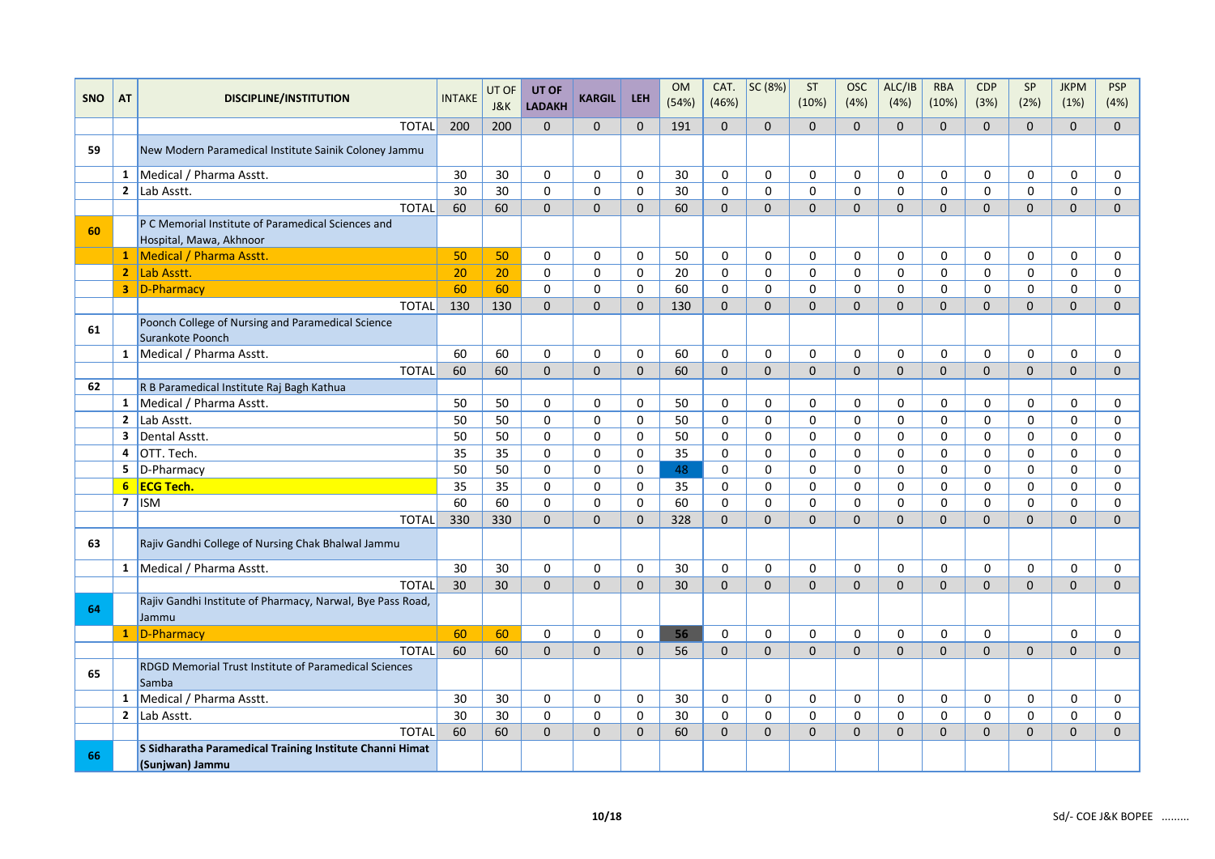| SNO | AT | DISCIPLINE/INSTITUTION | INTAKE | UT OF J&K | UT OF LADAKH | KARGIL | LEH | OM (54%) | CAT. (46%) | SC (8%) | ST (10%) | OSC (4%) | ALC/IB (4%) | RBA (10%) | CDP (3%) | SP (2%) | JKPM (1%) | PSP (4%) |
|---|---|---|---|---|---|---|---|---|---|---|---|---|---|---|---|---|---|---|
| | | TOTAL | 200 | 200 | 0 | 0 | 0 | 191 | 0 | 0 | 0 | 0 | 0 | 0 | 0 | 0 | 0 | 0 |
| 59 | | New Modern Paramedical Institute Sainik Coloney Jammu | | | | | | | | | | | | | | | | |
| | 1 | Medical / Pharma Asstt. | 30 | 30 | 0 | 0 | 0 | 30 | 0 | 0 | 0 | 0 | 0 | 0 | 0 | 0 | 0 | 0 |
| | 2 | Lab Asstt. | 30 | 30 | 0 | 0 | 0 | 30 | 0 | 0 | 0 | 0 | 0 | 0 | 0 | 0 | 0 | 0 |
| | | TOTAL | 60 | 60 | 0 | 0 | 0 | 60 | 0 | 0 | 0 | 0 | 0 | 0 | 0 | 0 | 0 | 0 |
| 60 | | P C Memorial Institute of Paramedical Sciences and Hospital, Mawa, Akhnoor | | | | | | | | | | | | | | | | |
| | 1 | Medical / Pharma Asstt. | 50 | 50 | 0 | 0 | 0 | 50 | 0 | 0 | 0 | 0 | 0 | 0 | 0 | 0 | 0 | 0 |
| | 2 | Lab Asstt. | 20 | 20 | 0 | 0 | 0 | 20 | 0 | 0 | 0 | 0 | 0 | 0 | 0 | 0 | 0 | 0 |
| | 3 | D-Pharmacy | 60 | 60 | 0 | 0 | 0 | 60 | 0 | 0 | 0 | 0 | 0 | 0 | 0 | 0 | 0 | 0 |
| | | TOTAL | 130 | 130 | 0 | 0 | 0 | 130 | 0 | 0 | 0 | 0 | 0 | 0 | 0 | 0 | 0 | 0 |
| 61 | | Poonch College of Nursing and Paramedical Science Surankote Poonch | | | | | | | | | | | | | | | | |
| | 1 | Medical / Pharma Asstt. | 60 | 60 | 0 | 0 | 0 | 60 | 0 | 0 | 0 | 0 | 0 | 0 | 0 | 0 | 0 | 0 |
| | | TOTAL | 60 | 60 | 0 | 0 | 0 | 60 | 0 | 0 | 0 | 0 | 0 | 0 | 0 | 0 | 0 | 0 |
| 62 | | R B Paramedical Institute Raj Bagh Kathua | | | | | | | | | | | | | | | | |
| | 1 | Medical / Pharma Asstt. | 50 | 50 | 0 | 0 | 0 | 50 | 0 | 0 | 0 | 0 | 0 | 0 | 0 | 0 | 0 | 0 |
| | 2 | Lab Asstt. | 50 | 50 | 0 | 0 | 0 | 50 | 0 | 0 | 0 | 0 | 0 | 0 | 0 | 0 | 0 | 0 |
| | 3 | Dental Asstt. | 50 | 50 | 0 | 0 | 0 | 50 | 0 | 0 | 0 | 0 | 0 | 0 | 0 | 0 | 0 | 0 |
| | 4 | OTT. Tech. | 35 | 35 | 0 | 0 | 0 | 35 | 0 | 0 | 0 | 0 | 0 | 0 | 0 | 0 | 0 | 0 |
| | 5 | D-Pharmacy | 50 | 50 | 0 | 0 | 0 | 48 | 0 | 0 | 0 | 0 | 0 | 0 | 0 | 0 | 0 | 0 |
| | 6 | **ECG Tech.** | 35 | 35 | 0 | 0 | 0 | 35 | 0 | 0 | 0 | 0 | 0 | 0 | 0 | 0 | 0 | 0 |
| | 7 | ISM | 60 | 60 | 0 | 0 | 0 | 60 | 0 | 0 | 0 | 0 | 0 | 0 | 0 | 0 | 0 | 0 |
| | | TOTAL | 330 | 330 | 0 | 0 | 0 | 328 | 0 | 0 | 0 | 0 | 0 | 0 | 0 | 0 | 0 | 0 |
| 63 | | Rajiv Gandhi College of Nursing Chak Bhalwal Jammu | | | | | | | | | | | | | | | | |
| | 1 | Medical / Pharma Asstt. | 30 | 30 | 0 | 0 | 0 | 30 | 0 | 0 | 0 | 0 | 0 | 0 | 0 | 0 | 0 | 0 |
| | | TOTAL | 30 | 30 | 0 | 0 | 0 | 30 | 0 | 0 | 0 | 0 | 0 | 0 | 0 | 0 | 0 | 0 |
| 64 | | Rajiv Gandhi Institute of Pharmacy, Narwal, Bye Pass Road, Jammu | | | | | | | | | | | | | | | | |
| | 1 | D-Pharmacy | 60 | 60 | 0 | 0 | 0 | 56 | 0 | 0 | 0 | 0 | 0 | 0 | 0 | | 0 | 0 |
| | | TOTAL | 60 | 60 | 0 | 0 | 0 | 56 | 0 | 0 | 0 | 0 | 0 | 0 | 0 | 0 | 0 | 0 |
| 65 | | RDGD Memorial Trust Institute of Paramedical Sciences Samba | | | | | | | | | | | | | | | | |
| | 1 | Medical / Pharma Asstt. | 30 | 30 | 0 | 0 | 0 | 30 | 0 | 0 | 0 | 0 | 0 | 0 | 0 | 0 | 0 | 0 |
| | 2 | Lab Asstt. | 30 | 30 | 0 | 0 | 0 | 30 | 0 | 0 | 0 | 0 | 0 | 0 | 0 | 0 | 0 | 0 |
| | | TOTAL | 60 | 60 | 0 | 0 | 0 | 60 | 0 | 0 | 0 | 0 | 0 | 0 | 0 | 0 | 0 | 0 |
| 66 | | **S Sidharatha Paramedical Training Institute Channi Himat (Sunjwan) Jammu** | | | | | | | | | | | | | | | | |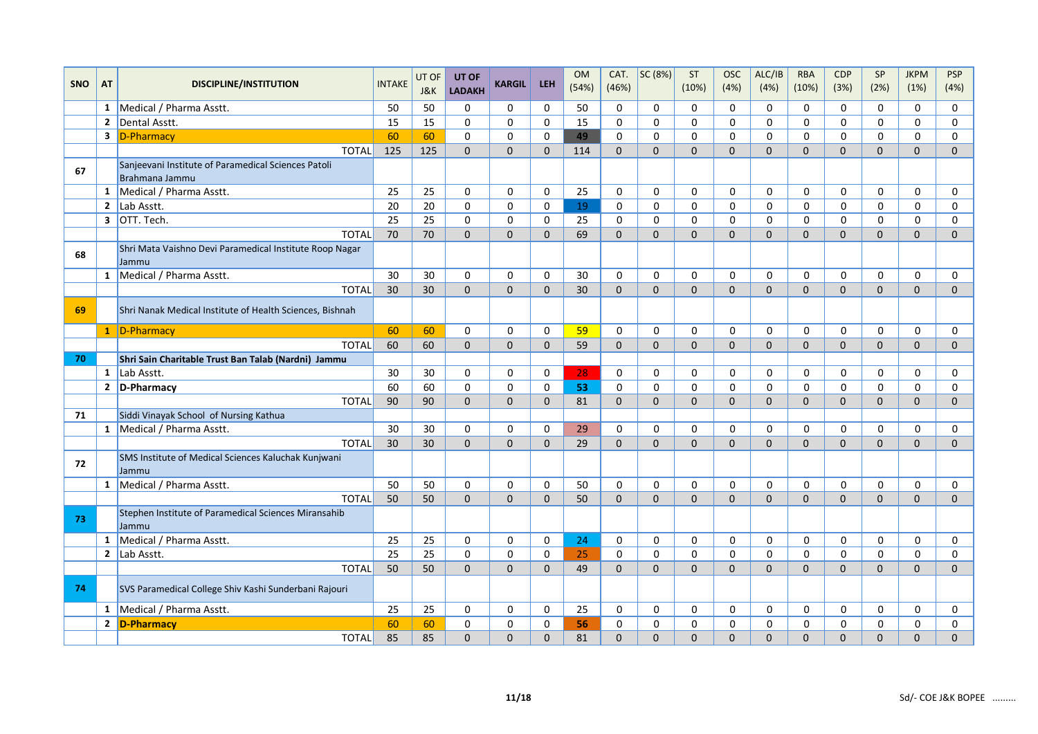| SNO | AT | DISCIPLINE/INSTITUTION | INTAKE | UT OF J&K | UT OF LADAKH | KARGIL | LEH | OM (54%) | CAT. (46%) | SC (8%) | ST (10%) | OSC (4%) | ALC/IB (4%) | RBA (10%) | CDP (3%) | SP (2%) | JKPM (1%) | PSP (4%) |
|---|---|---|---|---|---|---|---|---|---|---|---|---|---|---|---|---|---|---|
| | 1 | Medical / Pharma Asstt. | 50 | 50 | 0 | 0 | 0 | 50 | 0 | 0 | 0 | 0 | 0 | 0 | 0 | 0 | 0 | 0 |
| | 2 | Dental Asstt. | 15 | 15 | 0 | 0 | 0 | 15 | 0 | 0 | 0 | 0 | 0 | 0 | 0 | 0 | 0 | 0 |
| | 3 | D-Pharmacy | 60 | 60 | 0 | 0 | 0 | 49 | 0 | 0 | 0 | 0 | 0 | 0 | 0 | 0 | 0 | 0 |
| | | TOTAL | 125 | 125 | 0 | 0 | 0 | 114 | 0 | 0 | 0 | 0 | 0 | 0 | 0 | 0 | 0 | 0 |
| 67 | | Sanjeevani Institute of Paramedical Sciences Patoli Brahmana Jammu | | | | | | | | | | | | | | | | |
| | 1 | Medical / Pharma Asstt. | 25 | 25 | 0 | 0 | 0 | 25 | 0 | 0 | 0 | 0 | 0 | 0 | 0 | 0 | 0 | 0 |
| | 2 | Lab Asstt. | 20 | 20 | 0 | 0 | 0 | 19 | 0 | 0 | 0 | 0 | 0 | 0 | 0 | 0 | 0 | 0 |
| | 3 | OTT. Tech. | 25 | 25 | 0 | 0 | 0 | 25 | 0 | 0 | 0 | 0 | 0 | 0 | 0 | 0 | 0 | 0 |
| | | TOTAL | 70 | 70 | 0 | 0 | 0 | 69 | 0 | 0 | 0 | 0 | 0 | 0 | 0 | 0 | 0 | 0 |
| 68 | | Shri Mata Vaishno Devi Paramedical Institute Roop Nagar Jammu | | | | | | | | | | | | | | | | |
| | 1 | Medical / Pharma Asstt. | 30 | 30 | 0 | 0 | 0 | 30 | 0 | 0 | 0 | 0 | 0 | 0 | 0 | 0 | 0 | 0 |
| | | TOTAL | 30 | 30 | 0 | 0 | 0 | 30 | 0 | 0 | 0 | 0 | 0 | 0 | 0 | 0 | 0 | 0 |
| 69 | | Shri Nanak Medical Institute of Health Sciences, Bishnah | | | | | | | | | | | | | | | | |
| | 1 | D-Pharmacy | 60 | 60 | 0 | 0 | 0 | 59 | 0 | 0 | 0 | 0 | 0 | 0 | 0 | 0 | 0 | 0 |
| | | TOTAL | 60 | 60 | 0 | 0 | 0 | 59 | 0 | 0 | 0 | 0 | 0 | 0 | 0 | 0 | 0 | 0 |
| 70 | | **Shri Sain Charitable Trust Ban Talab (Nardni) Jammu** | | | | | | | | | | | | | | | | |
| | 1 | Lab Asstt. | 30 | 30 | 0 | 0 | 0 | 28 | 0 | 0 | 0 | 0 | 0 | 0 | 0 | 0 | 0 | 0 |
| | 2 | **D-Pharmacy** | 60 | 60 | 0 | 0 | 0 | 53 | 0 | 0 | 0 | 0 | 0 | 0 | 0 | 0 | 0 | 0 |
| | | TOTAL | 90 | 90 | 0 | 0 | 0 | 81 | 0 | 0 | 0 | 0 | 0 | 0 | 0 | 0 | 0 | 0 |
| 71 | | Siddi Vinayak School of Nursing Kathua | | | | | | | | | | | | | | | | |
| | 1 | Medical / Pharma Asstt. | 30 | 30 | 0 | 0 | 0 | 29 | 0 | 0 | 0 | 0 | 0 | 0 | 0 | 0 | 0 | 0 |
| | | TOTAL | 30 | 30 | 0 | 0 | 0 | 29 | 0 | 0 | 0 | 0 | 0 | 0 | 0 | 0 | 0 | 0 |
| 72 | | SMS Institute of Medical Sciences Kaluchak Kunjwani Jammu | | | | | | | | | | | | | | | | |
| | 1 | Medical / Pharma Asstt. | 50 | 50 | 0 | 0 | 0 | 50 | 0 | 0 | 0 | 0 | 0 | 0 | 0 | 0 | 0 | 0 |
| | | TOTAL | 50 | 50 | 0 | 0 | 0 | 50 | 0 | 0 | 0 | 0 | 0 | 0 | 0 | 0 | 0 | 0 |
| 73 | | Stephen Institute of Paramedical Sciences Miransahib Jammu | | | | | | | | | | | | | | | | |
| | 1 | Medical / Pharma Asstt. | 25 | 25 | 0 | 0 | 0 | 24 | 0 | 0 | 0 | 0 | 0 | 0 | 0 | 0 | 0 | 0 |
| | 2 | Lab Asstt. | 25 | 25 | 0 | 0 | 0 | 25 | 0 | 0 | 0 | 0 | 0 | 0 | 0 | 0 | 0 | 0 |
| | | TOTAL | 50 | 50 | 0 | 0 | 0 | 49 | 0 | 0 | 0 | 0 | 0 | 0 | 0 | 0 | 0 | 0 |
| 74 | | SVS Paramedical College Shiv Kashi Sunderbani Rajouri | | | | | | | | | | | | | | | | |
| | 1 | Medical / Pharma Asstt. | 25 | 25 | 0 | 0 | 0 | 25 | 0 | 0 | 0 | 0 | 0 | 0 | 0 | 0 | 0 | 0 |
| | 2 | **D-Pharmacy** | 60 | 60 | 0 | 0 | 0 | 56 | 0 | 0 | 0 | 0 | 0 | 0 | 0 | 0 | 0 | 0 |
| | | TOTAL | 85 | 85 | 0 | 0 | 0 | 81 | 0 | 0 | 0 | 0 | 0 | 0 | 0 | 0 | 0 | 0 |

Sd/- COE J&K BOPEE .........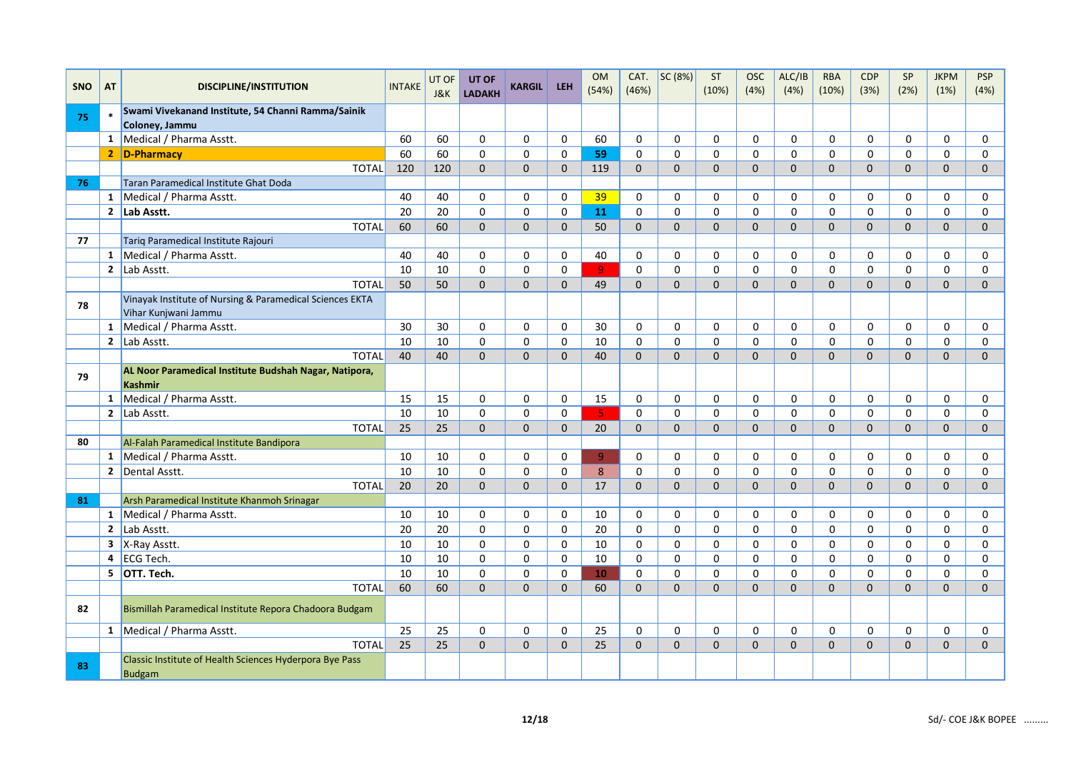| SNO | AT | DISCIPLINE/INSTITUTION | INTAKE | UT OF J&K | UT OF LADAKH | KARGIL | LEH | OM (54%) | CAT. (46%) | SC (8%) | ST (10%) | OSC (4%) | ALC/IB (4%) | RBA (10%) | CDP (3%) | SP (2%) | JKPM (1%) | PSP (4%) |
|---|---|---|---|---|---|---|---|---|---|---|---|---|---|---|---|---|---|---|
| 75 | * | **Swami Vivekanand Institute, 54 Channi Ramma/Sainik Coloney, Jammu** | | | | | | | | | | | | | | | | |
| | 1 | Medical / Pharma Asstt. | 60 | 60 | 0 | 0 | 0 | 60 | 0 | 0 | 0 | 0 | 0 | 0 | 0 | 0 | 0 | 0 |
| | 2 | **D-Pharmacy** | 60 | 60 | 0 | 0 | 0 | 59 | 0 | 0 | 0 | 0 | 0 | 0 | 0 | 0 | 0 | 0 |
| | | TOTAL | 120 | 120 | 0 | 0 | 0 | 119 | 0 | 0 | 0 | 0 | 0 | 0 | 0 | 0 | 0 | 0 |
| 76 | | Taran Paramedical Institute Ghat Doda | | | | | | | | | | | | | | | | |
| | 1 | Medical / Pharma Asstt. | 40 | 40 | 0 | 0 | 0 | 39 | 0 | 0 | 0 | 0 | 0 | 0 | 0 | 0 | 0 | 0 |
| | 2 | **Lab Asstt.** | 20 | 20 | 0 | 0 | 0 | 11 | 0 | 0 | 0 | 0 | 0 | 0 | 0 | 0 | 0 | 0 |
| | | TOTAL | 60 | 60 | 0 | 0 | 0 | 50 | 0 | 0 | 0 | 0 | 0 | 0 | 0 | 0 | 0 | 0 |
| 77 | | Tariq Paramedical Institute Rajouri | | | | | | | | | | | | | | | | |
| | 1 | Medical / Pharma Asstt. | 40 | 40 | 0 | 0 | 0 | 40 | 0 | 0 | 0 | 0 | 0 | 0 | 0 | 0 | 0 | 0 |
| | 2 | Lab Asstt. | 10 | 10 | 0 | 0 | 0 | 9 | 0 | 0 | 0 | 0 | 0 | 0 | 0 | 0 | 0 | 0 |
| | | TOTAL | 50 | 50 | 0 | 0 | 0 | 49 | 0 | 0 | 0 | 0 | 0 | 0 | 0 | 0 | 0 | 0 |
| 78 | | Vinayak Institute of Nursing & Paramedical Sciences EKTA Vihar Kunjwani Jammu | | | | | | | | | | | | | | | | |
| | 1 | Medical / Pharma Asstt. | 30 | 30 | 0 | 0 | 0 | 30 | 0 | 0 | 0 | 0 | 0 | 0 | 0 | 0 | 0 | 0 |
| | 2 | Lab Asstt. | 10 | 10 | 0 | 0 | 0 | 10 | 0 | 0 | 0 | 0 | 0 | 0 | 0 | 0 | 0 | 0 |
| | | TOTAL | 40 | 40 | 0 | 0 | 0 | 40 | 0 | 0 | 0 | 0 | 0 | 0 | 0 | 0 | 0 | 0 |
| 79 | | **AL Noor Paramedical Institute Budshah Nagar, Natipora, Kashmir** | | | | | | | | | | | | | | | | |
| | 1 | Medical / Pharma Asstt. | 15 | 15 | 0 | 0 | 0 | 15 | 0 | 0 | 0 | 0 | 0 | 0 | 0 | 0 | 0 | 0 |
| | 2 | Lab Asstt. | 10 | 10 | 0 | 0 | 0 | 5 | 0 | 0 | 0 | 0 | 0 | 0 | 0 | 0 | 0 | 0 |
| | | TOTAL | 25 | 25 | 0 | 0 | 0 | 20 | 0 | 0 | 0 | 0 | 0 | 0 | 0 | 0 | 0 | 0 |
| 80 | | Al-Falah Paramedical Institute Bandipora | | | | | | | | | | | | | | | | |
| | 1 | Medical / Pharma Asstt. | 10 | 10 | 0 | 0 | 0 | 9 | 0 | 0 | 0 | 0 | 0 | 0 | 0 | 0 | 0 | 0 |
| | 2 | Dental Asstt. | 10 | 10 | 0 | 0 | 0 | 8 | 0 | 0 | 0 | 0 | 0 | 0 | 0 | 0 | 0 | 0 |
| | | TOTAL | 20 | 20 | 0 | 0 | 0 | 17 | 0 | 0 | 0 | 0 | 0 | 0 | 0 | 0 | 0 | 0 |
| 81 | | Arsh Paramedical Institute Khanmoh Srinagar | | | | | | | | | | | | | | | | |
| | 1 | Medical / Pharma Asstt. | 10 | 10 | 0 | 0 | 0 | 10 | 0 | 0 | 0 | 0 | 0 | 0 | 0 | 0 | 0 | 0 |
| | 2 | Lab Asstt. | 20 | 20 | 0 | 0 | 0 | 20 | 0 | 0 | 0 | 0 | 0 | 0 | 0 | 0 | 0 | 0 |
| | 3 | X-Ray Asstt. | 10 | 10 | 0 | 0 | 0 | 10 | 0 | 0 | 0 | 0 | 0 | 0 | 0 | 0 | 0 | 0 |
| | 4 | ECG Tech. | 10 | 10 | 0 | 0 | 0 | 10 | 0 | 0 | 0 | 0 | 0 | 0 | 0 | 0 | 0 | 0 |
| | 5 | **OTT. Tech.** | 10 | 10 | 0 | 0 | 0 | 10 | 0 | 0 | 0 | 0 | 0 | 0 | 0 | 0 | 0 | 0 |
| | | TOTAL | 60 | 60 | 0 | 0 | 0 | 60 | 0 | 0 | 0 | 0 | 0 | 0 | 0 | 0 | 0 | 0 |
| 82 | | Bismillah Paramedical Institute Repora Chadoora Budgam | | | | | | | | | | | | | | | | |
| | 1 | Medical / Pharma Asstt. | 25 | 25 | 0 | 0 | 0 | 25 | 0 | 0 | 0 | 0 | 0 | 0 | 0 | 0 | 0 | 0 |
| | | TOTAL | 25 | 25 | 0 | 0 | 0 | 25 | 0 | 0 | 0 | 0 | 0 | 0 | 0 | 0 | 0 | 0 |
| 83 | | Classic Institute of Health Sciences Hyderpora Bye Pass Budgam | | | | | | | | | | | | | | | | |

Sd/- COE J&K BOPEE .........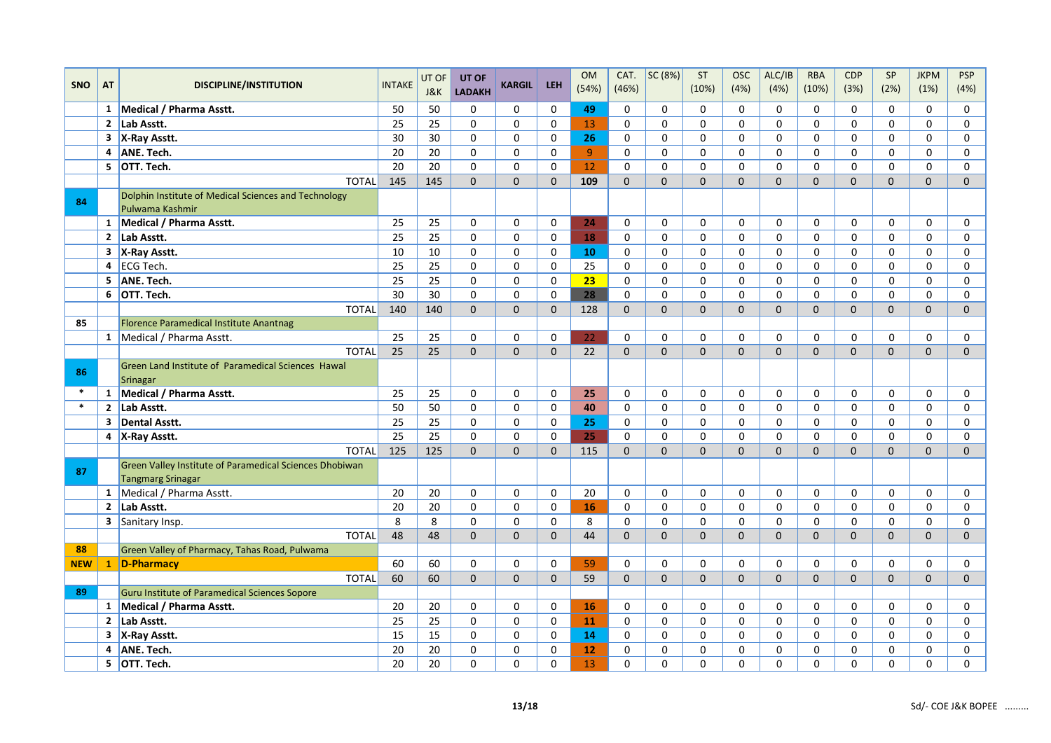| SNO | AT | DISCIPLINE/INSTITUTION | INTAKE | UT OF J&K | UT OF LADAKH | KARGIL | LEH | OM (54%) | CAT. (46%) | SC (8%) | ST (10%) | OSC (4%) | ALC/IB (4%) | RBA (10%) | CDP (3%) | SP (2%) | JKPM (1%) | PSP (4%) |
|---|---|---|---|---|---|---|---|---|---|---|---|---|---|---|---|---|---|---|
| | 1 | **Medical / Pharma Asstt.** | 50 | 50 | 0 | 0 | 0 | **49** | 0 | 0 | 0 | 0 | 0 | 0 | 0 | 0 | 0 | 0 |
| | 2 | **Lab Asstt.** | 25 | 25 | 0 | 0 | 0 | 13 | 0 | 0 | 0 | 0 | 0 | 0 | 0 | 0 | 0 | 0 |
| | 3 | **X-Ray Asstt.** | 30 | 30 | 0 | 0 | 0 | **26** | 0 | 0 | 0 | 0 | 0 | 0 | 0 | 0 | 0 | 0 |
| | 4 | **ANE. Tech.** | 20 | 20 | 0 | 0 | 0 | 9 | 0 | 0 | 0 | 0 | 0 | 0 | 0 | 0 | 0 | 0 |
| | 5 | **OTT. Tech.** | 20 | 20 | 0 | 0 | 0 | 12 | 0 | 0 | 0 | 0 | 0 | 0 | 0 | 0 | 0 | 0 |
| | | TOTAL | 145 | 145 | 0 | 0 | 0 | **109** | 0 | 0 | 0 | 0 | 0 | 0 | 0 | 0 | 0 | 0 |
| **84** | | Dolphin Institute of Medical Sciences and Technology Pulwama Kashmir | | | | | | | | | | | | | | | | |
| | 1 | **Medical / Pharma Asstt.** | 25 | 25 | 0 | 0 | 0 | **24** | 0 | 0 | 0 | 0 | 0 | 0 | 0 | 0 | 0 | 0 |
| | 2 | **Lab Asstt.** | 25 | 25 | 0 | 0 | 0 | **18** | 0 | 0 | 0 | 0 | 0 | 0 | 0 | 0 | 0 | 0 |
| | 3 | **X-Ray Asstt.** | 10 | 10 | 0 | 0 | 0 | **10** | 0 | 0 | 0 | 0 | 0 | 0 | 0 | 0 | 0 | 0 |
| | 4 | ECG Tech. | 25 | 25 | 0 | 0 | 0 | 25 | 0 | 0 | 0 | 0 | 0 | 0 | 0 | 0 | 0 | 0 |
| | 5 | **ANE. Tech.** | 25 | 25 | 0 | 0 | 0 | **23** | 0 | 0 | 0 | 0 | 0 | 0 | 0 | 0 | 0 | 0 |
| | 6 | **OTT. Tech.** | 30 | 30 | 0 | 0 | 0 | **28** | 0 | 0 | 0 | 0 | 0 | 0 | 0 | 0 | 0 | 0 |
| | | TOTAL | 140 | 140 | 0 | 0 | 0 | 128 | 0 | 0 | 0 | 0 | 0 | 0 | 0 | 0 | 0 | 0 |
| 85 | | Florence Paramedical Institute Anantnag | | | | | | | | | | | | | | | | |
| | 1 | Medical / Pharma Asstt. | 25 | 25 | 0 | 0 | 0 | 22 | 0 | 0 | 0 | 0 | 0 | 0 | 0 | 0 | 0 | 0 |
| | | TOTAL | 25 | 25 | 0 | 0 | 0 | 22 | 0 | 0 | 0 | 0 | 0 | 0 | 0 | 0 | 0 | 0 |
| **86** | | Green Land Institute of Paramedical Sciences Hawal Srinagar | | | | | | | | | | | | | | | | |
| * | 1 | **Medical / Pharma Asstt.** | 25 | 25 | 0 | 0 | 0 | **25** | 0 | 0 | 0 | 0 | 0 | 0 | 0 | 0 | 0 | 0 |
| * | 2 | **Lab Asstt.** | 50 | 50 | 0 | 0 | 0 | **40** | 0 | 0 | 0 | 0 | 0 | 0 | 0 | 0 | 0 | 0 |
| | 3 | **Dental Asstt.** | 25 | 25 | 0 | 0 | 0 | **25** | 0 | 0 | 0 | 0 | 0 | 0 | 0 | 0 | 0 | 0 |
| | 4 | **X-Ray Asstt.** | 25 | 25 | 0 | 0 | 0 | **25** | 0 | 0 | 0 | 0 | 0 | 0 | 0 | 0 | 0 | 0 |
| | | TOTAL | 125 | 125 | 0 | 0 | 0 | 115 | 0 | 0 | 0 | 0 | 0 | 0 | 0 | 0 | 0 | 0 |
| **87** | | Green Valley Institute of Paramedical Sciences Dhobiwan Tangmarg Srinagar | | | | | | | | | | | | | | | | |
| | 1 | Medical / Pharma Asstt. | 20 | 20 | 0 | 0 | 0 | 20 | 0 | 0 | 0 | 0 | 0 | 0 | 0 | 0 | 0 | 0 |
| | 2 | **Lab Asstt.** | 20 | 20 | 0 | 0 | 0 | **16** | 0 | 0 | 0 | 0 | 0 | 0 | 0 | 0 | 0 | 0 |
| | 3 | Sanitary Insp. | 8 | 8 | 0 | 0 | 0 | 8 | 0 | 0 | 0 | 0 | 0 | 0 | 0 | 0 | 0 | 0 |
| | | TOTAL | 48 | 48 | 0 | 0 | 0 | 44 | 0 | 0 | 0 | 0 | 0 | 0 | 0 | 0 | 0 | 0 |
| **88** | | Green Valley of Pharmacy, Tahas Road, Pulwama | | | | | | | | | | | | | | | | |
| **NEW** | **1** | **D-Pharmacy** | 60 | 60 | 0 | 0 | 0 | 59 | 0 | 0 | 0 | 0 | 0 | 0 | 0 | 0 | 0 | 0 |
| | | TOTAL | 60 | 60 | 0 | 0 | 0 | 59 | 0 | 0 | 0 | 0 | 0 | 0 | 0 | 0 | 0 | 0 |
| **89** | | Guru Institute of Paramedical Sciences Sopore | | | | | | | | | | | | | | | | |
| | 1 | **Medical / Pharma Asstt.** | 20 | 20 | 0 | 0 | 0 | **16** | 0 | 0 | 0 | 0 | 0 | 0 | 0 | 0 | 0 | 0 |
| | 2 | **Lab Asstt.** | 25 | 25 | 0 | 0 | 0 | **11** | 0 | 0 | 0 | 0 | 0 | 0 | 0 | 0 | 0 | 0 |
| | 3 | **X-Ray Asstt.** | 15 | 15 | 0 | 0 | 0 | **14** | 0 | 0 | 0 | 0 | 0 | 0 | 0 | 0 | 0 | 0 |
| | 4 | **ANE. Tech.** | 20 | 20 | 0 | 0 | 0 | **12** | 0 | 0 | 0 | 0 | 0 | 0 | 0 | 0 | 0 | 0 |
| | 5 | **OTT. Tech.** | 20 | 20 | 0 | 0 | 0 | 13 | 0 | 0 | 0 | 0 | 0 | 0 | 0 | 0 | 0 | 0 |

Sd/- COE J&K BOPEE .........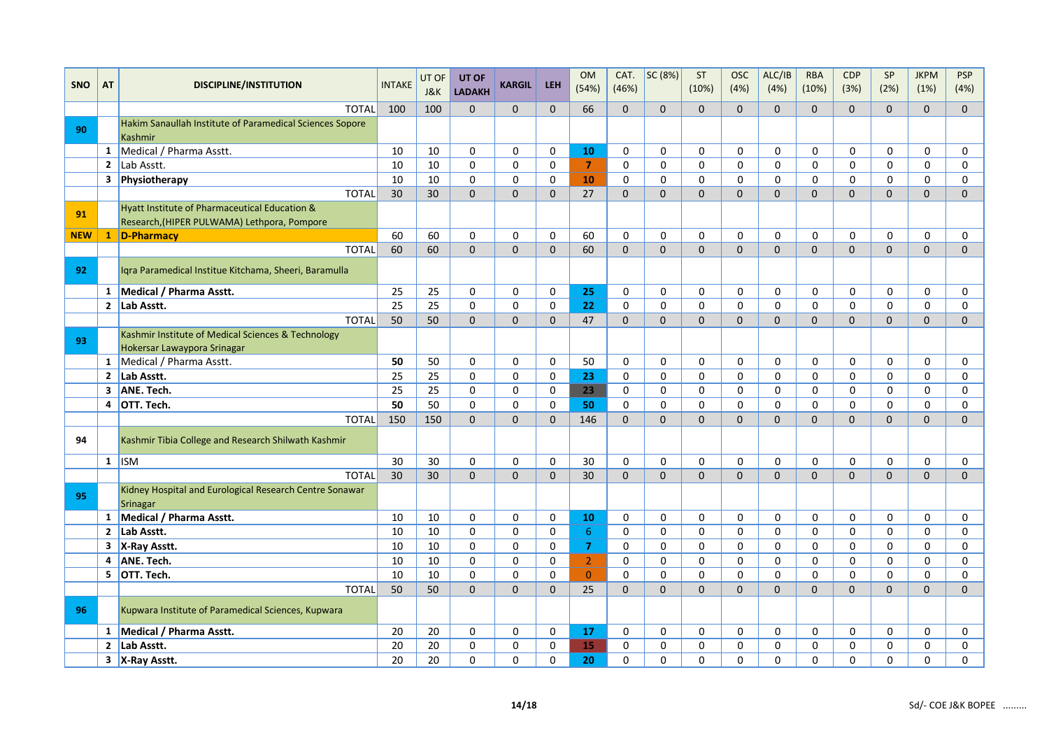| SNO | AT | DISCIPLINE/INSTITUTION | INTAKE | UT OF J&K | UT OF LADAKH | KARGIL | LEH | OM (54%) | CAT. (46%) | SC (8%) | ST (10%) | OSC (4%) | ALC/IB (4%) | RBA (10%) | CDP (3%) | SP (2%) | JKPM (1%) | PSP (4%) |
|---|---|---|---|---|---|---|---|---|---|---|---|---|---|---|---|---|---|---|
| | | TOTAL | 100 | 100 | 0 | 0 | 0 | 66 | 0 | 0 | 0 | 0 | 0 | 0 | 0 | 0 | 0 | 0 |
| 90 | | Hakim Sanaullah Institute of Paramedical Sciences Sopore Kashmir | | | | | | | | | | | | | | | | |
| | 1 | Medical / Pharma Asstt. | 10 | 10 | 0 | 0 | 0 | **10** | 0 | 0 | 0 | 0 | 0 | 0 | 0 | 0 | 0 | 0 |
| | 2 | Lab Asstt. | 10 | 10 | 0 | 0 | 0 | **7** | 0 | 0 | 0 | 0 | 0 | 0 | 0 | 0 | 0 | 0 |
| | 3 | **Physiotherapy** | 10 | 10 | 0 | 0 | 0 | **10** | 0 | 0 | 0 | 0 | 0 | 0 | 0 | 0 | 0 | 0 |
| | | TOTAL | 30 | 30 | 0 | 0 | 0 | 27 | 0 | 0 | 0 | 0 | 0 | 0 | 0 | 0 | 0 | 0 |
| 91 | | Hyatt Institute of Pharmaceutical Education & Research,(HIPER PULWAMA) Lethpora, Pompore | | | | | | | | | | | | | | | | |
| **NEW** | **1** | **D-Pharmacy** | 60 | 60 | 0 | 0 | 0 | 60 | 0 | 0 | 0 | 0 | 0 | 0 | 0 | 0 | 0 | 0 |
| | | TOTAL | 60 | 60 | 0 | 0 | 0 | 60 | 0 | 0 | 0 | 0 | 0 | 0 | 0 | 0 | 0 | 0 |
| 92 | | Iqra Paramedical Institue Kitchama, Sheeri, Baramulla | | | | | | | | | | | | | | | | |
| | 1 | **Medical / Pharma Asstt.** | 25 | 25 | 0 | 0 | 0 | **25** | 0 | 0 | 0 | 0 | 0 | 0 | 0 | 0 | 0 | 0 |
| | 2 | **Lab Asstt.** | 25 | 25 | 0 | 0 | 0 | **22** | 0 | 0 | 0 | 0 | 0 | 0 | 0 | 0 | 0 | 0 |
| | | TOTAL | 50 | 50 | 0 | 0 | 0 | 47 | 0 | 0 | 0 | 0 | 0 | 0 | 0 | 0 | 0 | 0 |
| 93 | | Kashmir Institute of Medical Sciences & Technology Hokersar Lawaypora Srinagar | | | | | | | | | | | | | | | | |
| | 1 | Medical / Pharma Asstt. | **50** | 50 | 0 | 0 | 0 | 50 | 0 | 0 | 0 | 0 | 0 | 0 | 0 | 0 | 0 | 0 |
| | 2 | **Lab Asstt.** | 25 | 25 | 0 | 0 | 0 | **23** | 0 | 0 | 0 | 0 | 0 | 0 | 0 | 0 | 0 | 0 |
| | 3 | **ANE. Tech.** | 25 | 25 | 0 | 0 | 0 | **23** | 0 | 0 | 0 | 0 | 0 | 0 | 0 | 0 | 0 | 0 |
| | 4 | **OTT. Tech.** | **50** | 50 | 0 | 0 | 0 | **50** | 0 | 0 | 0 | 0 | 0 | 0 | 0 | 0 | 0 | 0 |
| | | TOTAL | 150 | 150 | 0 | 0 | 0 | 146 | 0 | 0 | 0 | 0 | 0 | 0 | 0 | 0 | 0 | 0 |
| 94 | | Kashmir Tibia College and Research Shilwath Kashmir | | | | | | | | | | | | | | | | |
| | 1 | ISM | 30 | 30 | 0 | 0 | 0 | 30 | 0 | 0 | 0 | 0 | 0 | 0 | 0 | 0 | 0 | 0 |
| | | TOTAL | 30 | 30 | 0 | 0 | 0 | 30 | 0 | 0 | 0 | 0 | 0 | 0 | 0 | 0 | 0 | 0 |
| 95 | | Kidney Hospital and Eurological Research Centre Sonawar Srinagar | | | | | | | | | | | | | | | | |
| | 1 | **Medical / Pharma Asstt.** | 10 | 10 | 0 | 0 | 0 | **10** | 0 | 0 | 0 | 0 | 0 | 0 | 0 | 0 | 0 | 0 |
| | 2 | **Lab Asstt.** | 10 | 10 | 0 | 0 | 0 | 6 | 0 | 0 | 0 | 0 | 0 | 0 | 0 | 0 | 0 | 0 |
| | 3 | **X-Ray Asstt.** | 10 | 10 | 0 | 0 | 0 | **7** | 0 | 0 | 0 | 0 | 0 | 0 | 0 | 0 | 0 | 0 |
| | 4 | **ANE. Tech.** | 10 | 10 | 0 | 0 | 0 | 2 | 0 | 0 | 0 | 0 | 0 | 0 | 0 | 0 | 0 | 0 |
| | 5 | **OTT. Tech.** | 10 | 10 | 0 | 0 | 0 | 0 | 0 | 0 | 0 | 0 | 0 | 0 | 0 | 0 | 0 | 0 |
| | | TOTAL | 50 | 50 | 0 | 0 | 0 | 25 | 0 | 0 | 0 | 0 | 0 | 0 | 0 | 0 | 0 | 0 |
| 96 | | Kupwara Institute of Paramedical Sciences, Kupwara | | | | | | | | | | | | | | | | |
| | 1 | **Medical / Pharma Asstt.** | 20 | 20 | 0 | 0 | 0 | **17** | 0 | 0 | 0 | 0 | 0 | 0 | 0 | 0 | 0 | 0 |
| | 2 | **Lab Asstt.** | 20 | 20 | 0 | 0 | 0 | **15** | 0 | 0 | 0 | 0 | 0 | 0 | 0 | 0 | 0 | 0 |
| | 3 | **X-Ray Asstt.** | 20 | 20 | 0 | 0 | 0 | **20** | 0 | 0 | 0 | 0 | 0 | 0 | 0 | 0 | 0 | 0 |

Sd/- COE J&K BOPEE .........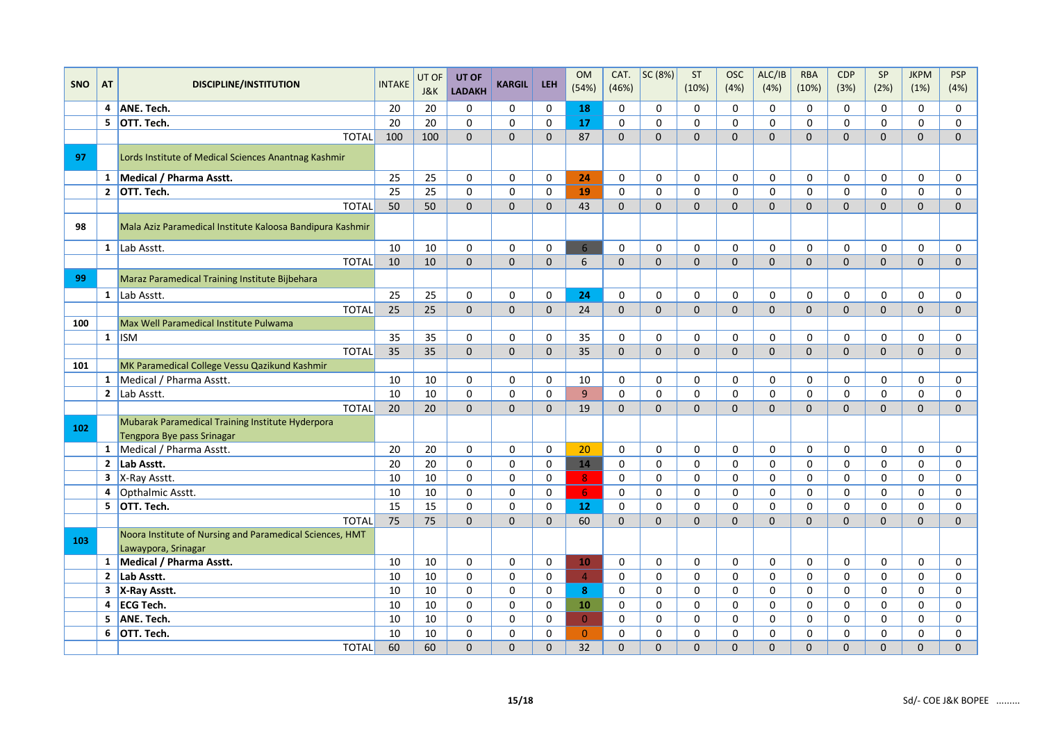| SNO | AT | DISCIPLINE/INSTITUTION | INTAKE | UT OF J&K | UT OF LADAKH | KARGIL | LEH | OM (54%) | CAT. (46%) | SC (8%) | ST (10%) | OSC (4%) | ALC/IB (4%) | RBA (10%) | CDP (3%) | SP (2%) | JKPM (1%) | PSP (4%) |
|---|---|---|---|---|---|---|---|---|---|---|---|---|---|---|---|---|---|---|
| | 4 | **ANE. Tech.** | 20 | 20 | 0 | 0 | 0 | **18** | 0 | 0 | 0 | 0 | 0 | 0 | 0 | 0 | 0 | 0 |
| | 5 | **OTT. Tech.** | 20 | 20 | 0 | 0 | 0 | **17** | 0 | 0 | 0 | 0 | 0 | 0 | 0 | 0 | 0 | 0 |
| | | TOTAL | 100 | 100 | 0 | 0 | 0 | 87 | 0 | 0 | 0 | 0 | 0 | 0 | 0 | 0 | 0 | 0 |
| **97** | | Lords Institute of Medical Sciences Anantnag Kashmir | | | | | | | | | | | | | | | | |
| | 1 | **Medical / Pharma Asstt.** | 25 | 25 | 0 | 0 | 0 | **24** | 0 | 0 | 0 | 0 | 0 | 0 | 0 | 0 | 0 | 0 |
| | 2 | **OTT. Tech.** | 25 | 25 | 0 | 0 | 0 | **19** | 0 | 0 | 0 | 0 | 0 | 0 | 0 | 0 | 0 | 0 |
| | | TOTAL | 50 | 50 | 0 | 0 | 0 | 43 | 0 | 0 | 0 | 0 | 0 | 0 | 0 | 0 | 0 | 0 |
| **98** | | Mala Aziz Paramedical Institute Kaloosa Bandipura Kashmir | | | | | | | | | | | | | | | | |
| | 1 | Lab Asstt. | 10 | 10 | 0 | 0 | 0 | 6 | 0 | 0 | 0 | 0 | 0 | 0 | 0 | 0 | 0 | 0 |
| | | TOTAL | 10 | 10 | 0 | 0 | 0 | 6 | 0 | 0 | 0 | 0 | 0 | 0 | 0 | 0 | 0 | 0 |
| **99** | | Maraz Paramedical Training Institute Bijbehara | | | | | | | | | | | | | | | | |
| | 1 | Lab Asstt. | 25 | 25 | 0 | 0 | 0 | **24** | 0 | 0 | 0 | 0 | 0 | 0 | 0 | 0 | 0 | 0 |
| | | TOTAL | 25 | 25 | 0 | 0 | 0 | 24 | 0 | 0 | 0 | 0 | 0 | 0 | 0 | 0 | 0 | 0 |
| **100** | | Max Well Paramedical Institute Pulwama | | | | | | | | | | | | | | | | |
| | 1 | ISM | 35 | 35 | 0 | 0 | 0 | 35 | 0 | 0 | 0 | 0 | 0 | 0 | 0 | 0 | 0 | 0 |
| | | TOTAL | 35 | 35 | 0 | 0 | 0 | 35 | 0 | 0 | 0 | 0 | 0 | 0 | 0 | 0 | 0 | 0 |
| **101** | | MK Paramedical College Vessu Qazikund Kashmir | | | | | | | | | | | | | | | | |
| | 1 | Medical / Pharma Asstt. | 10 | 10 | 0 | 0 | 0 | 10 | 0 | 0 | 0 | 0 | 0 | 0 | 0 | 0 | 0 | 0 |
| | 2 | Lab Asstt. | 10 | 10 | 0 | 0 | 0 | 9 | 0 | 0 | 0 | 0 | 0 | 0 | 0 | 0 | 0 | 0 |
| | | TOTAL | 20 | 20 | 0 | 0 | 0 | 19 | 0 | 0 | 0 | 0 | 0 | 0 | 0 | 0 | 0 | 0 |
| **102** | | Mubarak Paramedical Training Institute Hyderpora Tengpora Bye pass Srinagar | | | | | | | | | | | | | | | | |
| | 1 | Medical / Pharma Asstt. | 20 | 20 | 0 | 0 | 0 | 20 | 0 | 0 | 0 | 0 | 0 | 0 | 0 | 0 | 0 | 0 |
| | 2 | **Lab Asstt.** | 20 | 20 | 0 | 0 | 0 | **14** | 0 | 0 | 0 | 0 | 0 | 0 | 0 | 0 | 0 | 0 |
| | 3 | X-Ray Asstt. | 10 | 10 | 0 | 0 | 0 | 8 | 0 | 0 | 0 | 0 | 0 | 0 | 0 | 0 | 0 | 0 |
| | 4 | Opthalmic Asstt. | 10 | 10 | 0 | 0 | 0 | 6 | 0 | 0 | 0 | 0 | 0 | 0 | 0 | 0 | 0 | 0 |
| | 5 | **OTT. Tech.** | 15 | 15 | 0 | 0 | 0 | **12** | 0 | 0 | 0 | 0 | 0 | 0 | 0 | 0 | 0 | 0 |
| | | TOTAL | 75 | 75 | 0 | 0 | 0 | 60 | 0 | 0 | 0 | 0 | 0 | 0 | 0 | 0 | 0 | 0 |
| **103** | | Noora Institute of Nursing and Paramedical Sciences, HMT Lawaypora, Srinagar | | | | | | | | | | | | | | | | |
| | 1 | **Medical / Pharma Asstt.** | 10 | 10 | 0 | 0 | 0 | **10** | 0 | 0 | 0 | 0 | 0 | 0 | 0 | 0 | 0 | 0 |
| | 2 | **Lab Asstt.** | 10 | 10 | 0 | 0 | 0 | 4 | 0 | 0 | 0 | 0 | 0 | 0 | 0 | 0 | 0 | 0 |
| | 3 | **X-Ray Asstt.** | 10 | 10 | 0 | 0 | 0 | **8** | 0 | 0 | 0 | 0 | 0 | 0 | 0 | 0 | 0 | 0 |
| | 4 | **ECG Tech.** | 10 | 10 | 0 | 0 | 0 | **10** | 0 | 0 | 0 | 0 | 0 | 0 | 0 | 0 | 0 | 0 |
| | 5 | **ANE. Tech.** | 10 | 10 | 0 | 0 | 0 | 0 | 0 | 0 | 0 | 0 | 0 | 0 | 0 | 0 | 0 | 0 |
| | 6 | **OTT. Tech.** | 10 | 10 | 0 | 0 | 0 | 0 | 0 | 0 | 0 | 0 | 0 | 0 | 0 | 0 | 0 | 0 |
| | | TOTAL | 60 | 60 | 0 | 0 | 0 | 32 | 0 | 0 | 0 | 0 | 0 | 0 | 0 | 0 | 0 | 0 |

Sd/- COE J&K BOPEE .........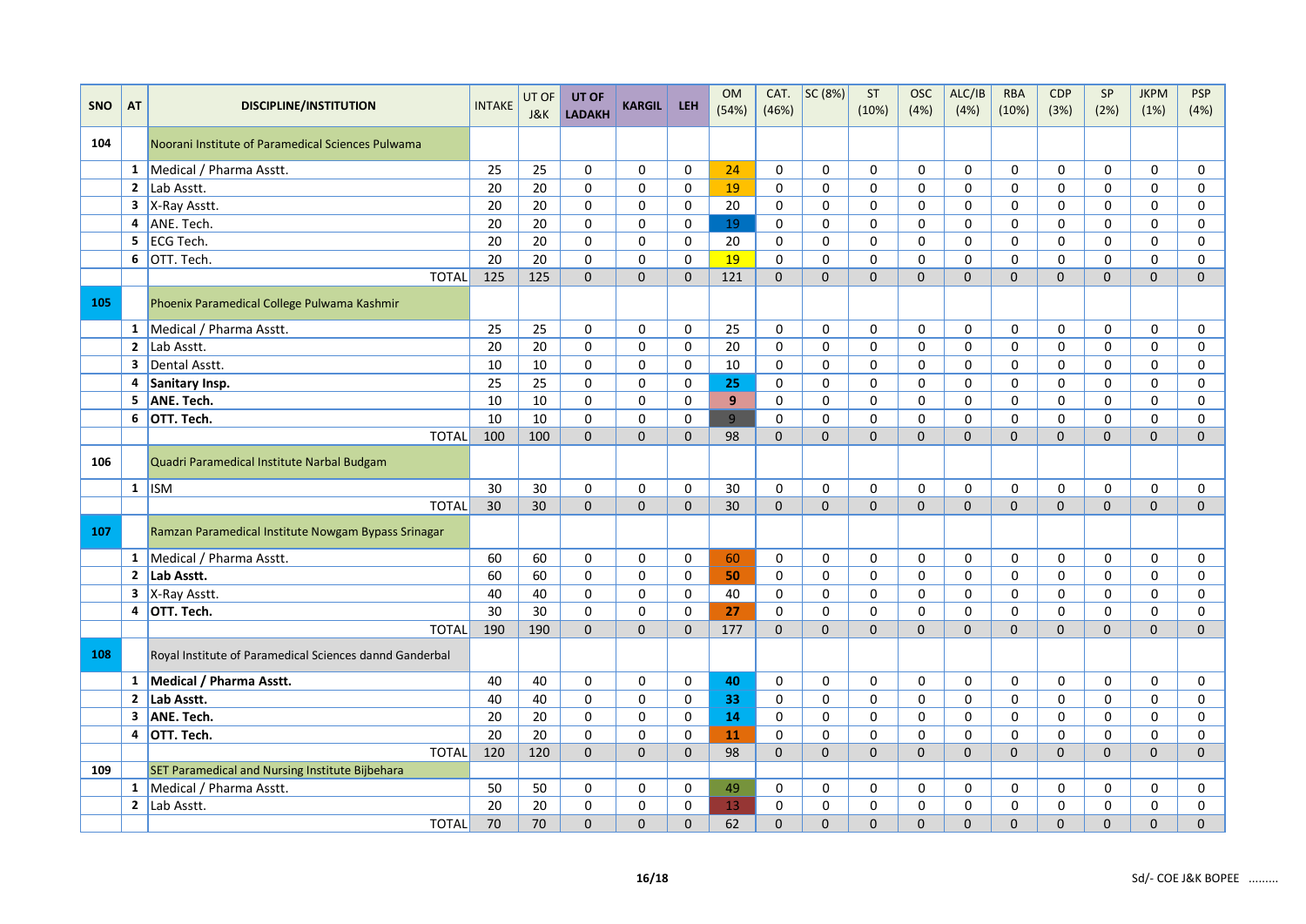| SNO | AT | DISCIPLINE/INSTITUTION | INTAKE | UT OF J&K | UT OF LADAKH | KARGIL | LEH | OM (54%) | CAT. (46%) | SC (8%) | ST (10%) | OSC (4%) | ALC/IB (4%) | RBA (10%) | CDP (3%) | SP (2%) | JKPM (1%) | PSP (4%) |
|---|---|---|---|---|---|---|---|---|---|---|---|---|---|---|---|---|---|---|
| 104 | | Noorani Institute of Paramedical Sciences Pulwama | | | | | | | | | | | | | | | | |
| | 1 | Medical / Pharma Asstt. | 25 | 25 | 0 | 0 | 0 | 24 | 0 | 0 | 0 | 0 | 0 | 0 | 0 | 0 | 0 | 0 |
| | 2 | Lab Asstt. | 20 | 20 | 0 | 0 | 0 | 19 | 0 | 0 | 0 | 0 | 0 | 0 | 0 | 0 | 0 | 0 |
| | 3 | X-Ray Asstt. | 20 | 20 | 0 | 0 | 0 | 20 | 0 | 0 | 0 | 0 | 0 | 0 | 0 | 0 | 0 | 0 |
| | 4 | ANE. Tech. | 20 | 20 | 0 | 0 | 0 | 19 | 0 | 0 | 0 | 0 | 0 | 0 | 0 | 0 | 0 | 0 |
| | 5 | ECG Tech. | 20 | 20 | 0 | 0 | 0 | 20 | 0 | 0 | 0 | 0 | 0 | 0 | 0 | 0 | 0 | 0 |
| | 6 | OTT. Tech. | 20 | 20 | 0 | 0 | 0 | 19 | 0 | 0 | 0 | 0 | 0 | 0 | 0 | 0 | 0 | 0 |
| | | TOTAL | 125 | 125 | 0 | 0 | 0 | 121 | 0 | 0 | 0 | 0 | 0 | 0 | 0 | 0 | 0 | 0 |
| 105 | | Phoenix Paramedical College Pulwama Kashmir | | | | | | | | | | | | | | | | |
| | 1 | Medical / Pharma Asstt. | 25 | 25 | 0 | 0 | 0 | 25 | 0 | 0 | 0 | 0 | 0 | 0 | 0 | 0 | 0 | 0 |
| | 2 | Lab Asstt. | 20 | 20 | 0 | 0 | 0 | 20 | 0 | 0 | 0 | 0 | 0 | 0 | 0 | 0 | 0 | 0 |
| | 3 | Dental Asstt. | 10 | 10 | 0 | 0 | 0 | 10 | 0 | 0 | 0 | 0 | 0 | 0 | 0 | 0 | 0 | 0 |
| | 4 | **Sanitary Insp.** | 25 | 25 | 0 | 0 | 0 | **25** | 0 | 0 | 0 | 0 | 0 | 0 | 0 | 0 | 0 | 0 |
| | 5 | **ANE. Tech.** | 10 | 10 | 0 | 0 | 0 | **9** | 0 | 0 | 0 | 0 | 0 | 0 | 0 | 0 | 0 | 0 |
| | 6 | **OTT. Tech.** | 10 | 10 | 0 | 0 | 0 | 9 | 0 | 0 | 0 | 0 | 0 | 0 | 0 | 0 | 0 | 0 |
| | | TOTAL | 100 | 100 | 0 | 0 | 0 | 98 | 0 | 0 | 0 | 0 | 0 | 0 | 0 | 0 | 0 | 0 |
| 106 | | Quadri Paramedical Institute Narbal Budgam | | | | | | | | | | | | | | | | |
| | 1 | ISM | 30 | 30 | 0 | 0 | 0 | 30 | 0 | 0 | 0 | 0 | 0 | 0 | 0 | 0 | 0 | 0 |
| | | TOTAL | 30 | 30 | 0 | 0 | 0 | 30 | 0 | 0 | 0 | 0 | 0 | 0 | 0 | 0 | 0 | 0 |
| 107 | | Ramzan Paramedical Institute Nowgam Bypass Srinagar | | | | | | | | | | | | | | | | |
| | 1 | Medical / Pharma Asstt. | 60 | 60 | 0 | 0 | 0 | 60 | 0 | 0 | 0 | 0 | 0 | 0 | 0 | 0 | 0 | 0 |
| | 2 | **Lab Asstt.** | 60 | 60 | 0 | 0 | 0 | **50** | 0 | 0 | 0 | 0 | 0 | 0 | 0 | 0 | 0 | 0 |
| | 3 | X-Ray Asstt. | 40 | 40 | 0 | 0 | 0 | 40 | 0 | 0 | 0 | 0 | 0 | 0 | 0 | 0 | 0 | 0 |
| | 4 | **OTT. Tech.** | 30 | 30 | 0 | 0 | 0 | **27** | 0 | 0 | 0 | 0 | 0 | 0 | 0 | 0 | 0 | 0 |
| | | TOTAL | 190 | 190 | 0 | 0 | 0 | 177 | 0 | 0 | 0 | 0 | 0 | 0 | 0 | 0 | 0 | 0 |
| 108 | | Royal Institute of Paramedical Sciences dannd Ganderbal | | | | | | | | | | | | | | | | |
| | 1 | **Medical / Pharma Asstt.** | 40 | 40 | 0 | 0 | 0 | **40** | 0 | 0 | 0 | 0 | 0 | 0 | 0 | 0 | 0 | 0 |
| | 2 | **Lab Asstt.** | 40 | 40 | 0 | 0 | 0 | **33** | 0 | 0 | 0 | 0 | 0 | 0 | 0 | 0 | 0 | 0 |
| | 3 | **ANE. Tech.** | 20 | 20 | 0 | 0 | 0 | **14** | 0 | 0 | 0 | 0 | 0 | 0 | 0 | 0 | 0 | 0 |
| | 4 | **OTT. Tech.** | 20 | 20 | 0 | 0 | 0 | **11** | 0 | 0 | 0 | 0 | 0 | 0 | 0 | 0 | 0 | 0 |
| | | TOTAL | 120 | 120 | 0 | 0 | 0 | 98 | 0 | 0 | 0 | 0 | 0 | 0 | 0 | 0 | 0 | 0 |
| 109 | | SET Paramedical and Nursing Institute Bijbehara | | | | | | | | | | | | | | | | |
| | 1 | Medical / Pharma Asstt. | 50 | 50 | 0 | 0 | 0 | 49 | 0 | 0 | 0 | 0 | 0 | 0 | 0 | 0 | 0 | 0 |
| | 2 | Lab Asstt. | 20 | 20 | 0 | 0 | 0 | 13 | 0 | 0 | 0 | 0 | 0 | 0 | 0 | 0 | 0 | 0 |
| | | TOTAL | 70 | 70 | 0 | 0 | 0 | 62 | 0 | 0 | 0 | 0 | 0 | 0 | 0 | 0 | 0 | 0 |

Sd/- COE J&K BOPEE .........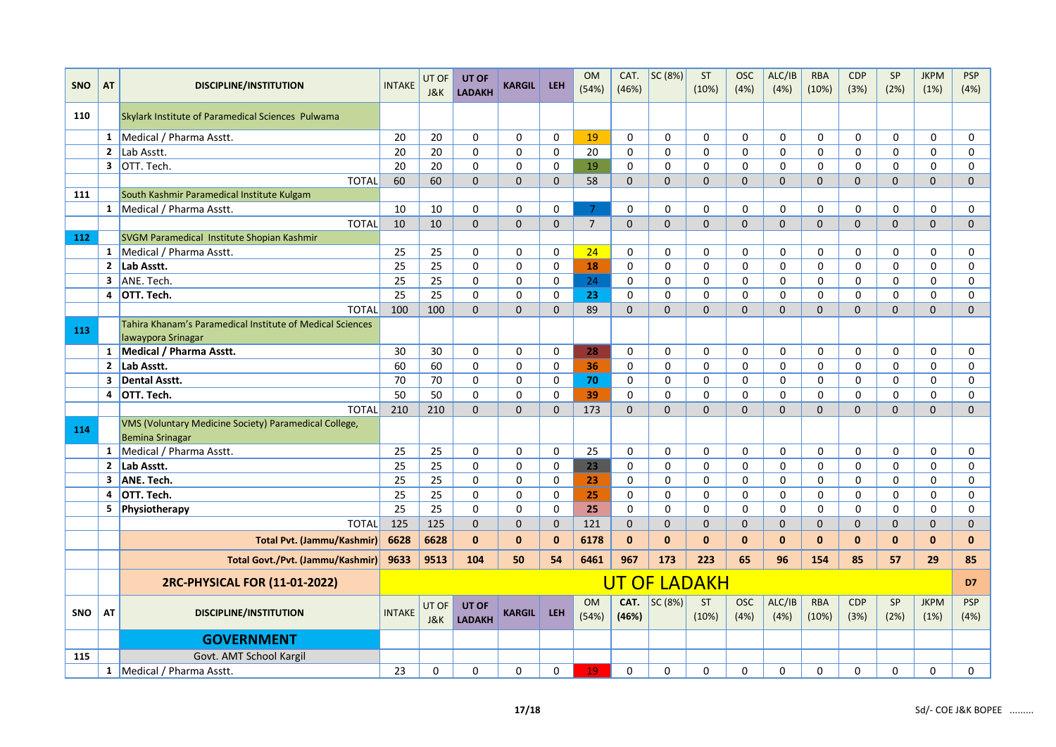| SNO | AT | DISCIPLINE/INSTITUTION | INTAKE | UT OF J&K | UT OF LADAKH | KARGIL | LEH | OM (54%) | CAT. (46%) | SC (8%) | ST (10%) | OSC (4%) | ALC/IB (4%) | RBA (10%) | CDP (3%) | SP (2%) | JKPM (1%) | PSP (4%) |
|---|---|---|---|---|---|---|---|---|---|---|---|---|---|---|---|---|---|---|
| 110 | | Skylark Institute of Paramedical Sciences Pulwama | | | | | | | | | | | | | | | | |
| | 1 | Medical / Pharma Asstt. | 20 | 20 | 0 | 0 | 0 | 19 | 0 | 0 | 0 | 0 | 0 | 0 | 0 | 0 | 0 | 0 |
| | 2 | Lab Asstt. | 20 | 20 | 0 | 0 | 0 | 20 | 0 | 0 | 0 | 0 | 0 | 0 | 0 | 0 | 0 | 0 |
| | 3 | OTT. Tech. | 20 | 20 | 0 | 0 | 0 | 19 | 0 | 0 | 0 | 0 | 0 | 0 | 0 | 0 | 0 | 0 |
| | | TOTAL | 60 | 60 | 0 | 0 | 0 | 58 | 0 | 0 | 0 | 0 | 0 | 0 | 0 | 0 | 0 | 0 |
| 111 | | South Kashmir Paramedical Institute Kulgam | | | | | | | | | | | | | | | | |
| | 1 | Medical / Pharma Asstt. | 10 | 10 | 0 | 0 | 0 | 7 | 0 | 0 | 0 | 0 | 0 | 0 | 0 | 0 | 0 | 0 |
| | | TOTAL | 10 | 10 | 0 | 0 | 0 | 7 | 0 | 0 | 0 | 0 | 0 | 0 | 0 | 0 | 0 | 0 |
| 112 | | SVGM Paramedical Institute Shopian Kashmir | | | | | | | | | | | | | | | | |
| | 1 | Medical / Pharma Asstt. | 25 | 25 | 0 | 0 | 0 | 24 | 0 | 0 | 0 | 0 | 0 | 0 | 0 | 0 | 0 | 0 |
| | 2 | **Lab Asstt.** | 25 | 25 | 0 | 0 | 0 | 18 | 0 | 0 | 0 | 0 | 0 | 0 | 0 | 0 | 0 | 0 |
| | 3 | ANE. Tech. | 25 | 25 | 0 | 0 | 0 | 24 | 0 | 0 | 0 | 0 | 0 | 0 | 0 | 0 | 0 | 0 |
| | 4 | **OTT. Tech.** | 25 | 25 | 0 | 0 | 0 | 23 | 0 | 0 | 0 | 0 | 0 | 0 | 0 | 0 | 0 | 0 |
| | | TOTAL | 100 | 100 | 0 | 0 | 0 | 89 | 0 | 0 | 0 | 0 | 0 | 0 | 0 | 0 | 0 | 0 |
| 113 | | Tahira Khanam's Paramedical Institute of Medical Sciences lawaypora Srinagar | | | | | | | | | | | | | | | | |
| | 1 | **Medical / Pharma Asstt.** | 30 | 30 | 0 | 0 | 0 | 28 | 0 | 0 | 0 | 0 | 0 | 0 | 0 | 0 | 0 | 0 |
| | 2 | **Lab Asstt.** | 60 | 60 | 0 | 0 | 0 | 36 | 0 | 0 | 0 | 0 | 0 | 0 | 0 | 0 | 0 | 0 |
| | 3 | **Dental Asstt.** | 70 | 70 | 0 | 0 | 0 | 70 | 0 | 0 | 0 | 0 | 0 | 0 | 0 | 0 | 0 | 0 |
| | 4 | **OTT. Tech.** | 50 | 50 | 0 | 0 | 0 | 39 | 0 | 0 | 0 | 0 | 0 | 0 | 0 | 0 | 0 | 0 |
| | | TOTAL | 210 | 210 | 0 | 0 | 0 | 173 | 0 | 0 | 0 | 0 | 0 | 0 | 0 | 0 | 0 | 0 |
| 114 | | VMS (Voluntary Medicine Society) Paramedical College, Bemina Srinagar | | | | | | | | | | | | | | | | |
| | 1 | Medical / Pharma Asstt. | 25 | 25 | 0 | 0 | 0 | 25 | 0 | 0 | 0 | 0 | 0 | 0 | 0 | 0 | 0 | 0 |
| | 2 | **Lab Asstt.** | 25 | 25 | 0 | 0 | 0 | 23 | 0 | 0 | 0 | 0 | 0 | 0 | 0 | 0 | 0 | 0 |
| | 3 | **ANE. Tech.** | 25 | 25 | 0 | 0 | 0 | 23 | 0 | 0 | 0 | 0 | 0 | 0 | 0 | 0 | 0 | 0 |
| | 4 | **OTT. Tech.** | 25 | 25 | 0 | 0 | 0 | 25 | 0 | 0 | 0 | 0 | 0 | 0 | 0 | 0 | 0 | 0 |
| | 5 | **Physiotherapy** | 25 | 25 | 0 | 0 | 0 | 25 | 0 | 0 | 0 | 0 | 0 | 0 | 0 | 0 | 0 | 0 |
| | | TOTAL | 125 | 125 | 0 | 0 | 0 | 121 | 0 | 0 | 0 | 0 | 0 | 0 | 0 | 0 | 0 | 0 |
| | | **Total Pvt. (Jammu/Kashmir)** | **6628** | **6628** | **0** | **0** | **0** | **6178** | **0** | **0** | **0** | **0** | **0** | **0** | **0** | **0** | **0** | **0** |
| | | **Total Govt./Pvt. (Jammu/Kashmir)** | **9633** | **9513** | **104** | **50** | **54** | **6461** | **967** | **173** | **223** | **65** | **96** | **154** | **85** | **57** | **29** | **85** |

## 2RC-PHYSICAL FOR (11-01-2022) — UT OF LADAKH — D7

| SNO | AT | DISCIPLINE/INSTITUTION | INTAKE | UT OF J&K | UT OF LADAKH | KARGIL | LEH | OM (54%) | CAT. (46%) | SC (8%) | ST (10%) | OSC (4%) | ALC/IB (4%) | RBA (10%) | CDP (3%) | SP (2%) | JKPM (1%) | PSP (4%) |
|---|---|---|---|---|---|---|---|---|---|---|---|---|---|---|---|---|---|---|
| | | **GOVERNMENT** | | | | | | | | | | | | | | | | |
| 115 | | Govt. AMT School Kargil | | | | | | | | | | | | | | | | |
| | 1 | Medical / Pharma Asstt. | 23 | 0 | 0 | 0 | 0 | 19 | 0 | 0 | 0 | 0 | 0 | 0 | 0 | 0 | 0 | 0 |

Sd/- COE J&K BOPEE .........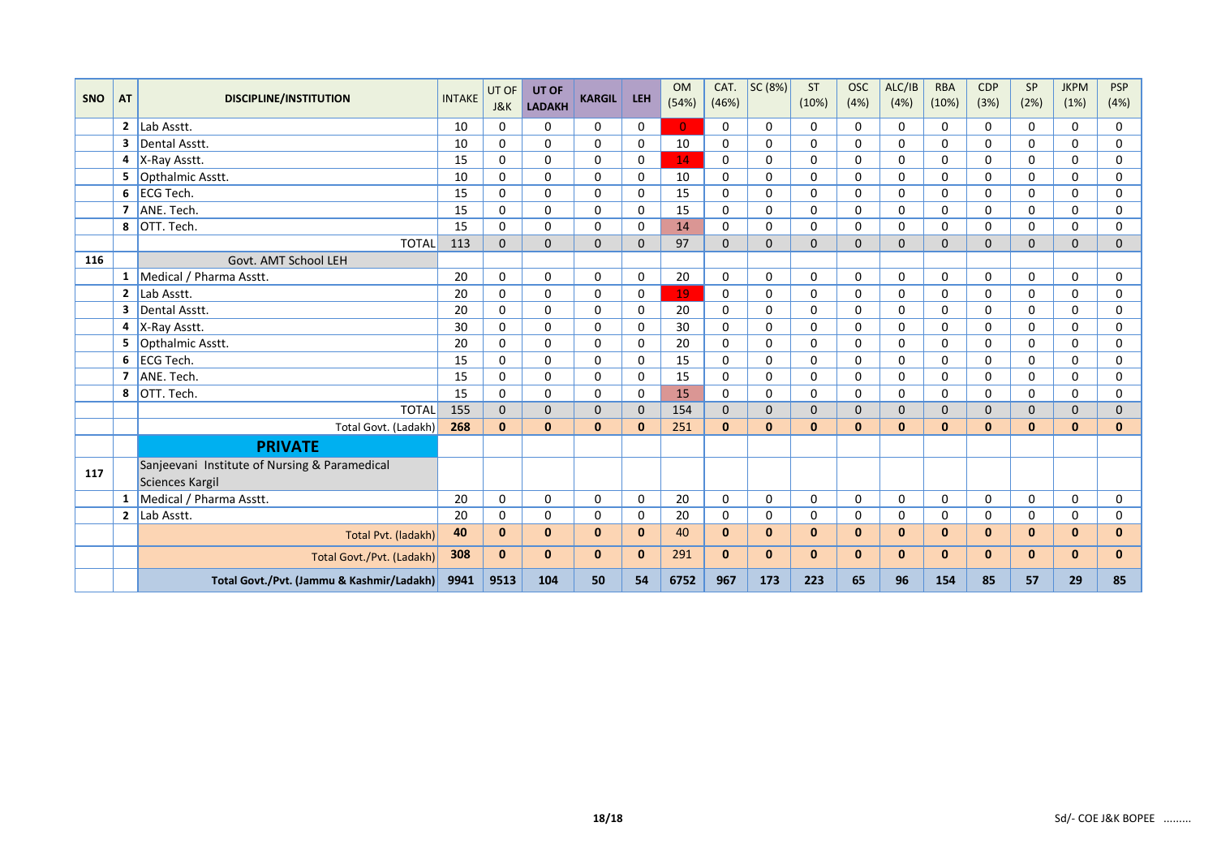| SNO | AT | DISCIPLINE/INSTITUTION | INTAKE | UT OF J&K | UT OF LADAKH | KARGIL | LEH | OM (54%) | CAT. (46%) | SC (8%) | ST (10%) | OSC (4%) | ALC/IB (4%) | RBA (10%) | CDP (3%) | SP (2%) | JKPM (1%) | PSP (4%) |
|---|---|---|---|---|---|---|---|---|---|---|---|---|---|---|---|---|---|---|
| | 2 | Lab Asstt. | 10 | 0 | 0 | 0 | 0 | 0 | 0 | 0 | 0 | 0 | 0 | 0 | 0 | 0 | 0 | 0 |
| | 3 | Dental Asstt. | 10 | 0 | 0 | 0 | 0 | 10 | 0 | 0 | 0 | 0 | 0 | 0 | 0 | 0 | 0 | 0 |
| | 4 | X-Ray Asstt. | 15 | 0 | 0 | 0 | 0 | 14 | 0 | 0 | 0 | 0 | 0 | 0 | 0 | 0 | 0 | 0 |
| | 5 | Opthalmic Asstt. | 10 | 0 | 0 | 0 | 0 | 10 | 0 | 0 | 0 | 0 | 0 | 0 | 0 | 0 | 0 | 0 |
| | 6 | ECG Tech. | 15 | 0 | 0 | 0 | 0 | 15 | 0 | 0 | 0 | 0 | 0 | 0 | 0 | 0 | 0 | 0 |
| | 7 | ANE. Tech. | 15 | 0 | 0 | 0 | 0 | 15 | 0 | 0 | 0 | 0 | 0 | 0 | 0 | 0 | 0 | 0 |
| | 8 | OTT. Tech. | 15 | 0 | 0 | 0 | 0 | 14 | 0 | 0 | 0 | 0 | 0 | 0 | 0 | 0 | 0 | 0 |
| | | TOTAL | 113 | 0 | 0 | 0 | 0 | 97 | 0 | 0 | 0 | 0 | 0 | 0 | 0 | 0 | 0 | 0 |
| 116 | | Govt. AMT School LEH | | | | | | | | | | | | | | | | |
| | 1 | Medical / Pharma Asstt. | 20 | 0 | 0 | 0 | 0 | 20 | 0 | 0 | 0 | 0 | 0 | 0 | 0 | 0 | 0 | 0 |
| | 2 | Lab Asstt. | 20 | 0 | 0 | 0 | 0 | 19 | 0 | 0 | 0 | 0 | 0 | 0 | 0 | 0 | 0 | 0 |
| | 3 | Dental Asstt. | 20 | 0 | 0 | 0 | 0 | 20 | 0 | 0 | 0 | 0 | 0 | 0 | 0 | 0 | 0 | 0 |
| | 4 | X-Ray Asstt. | 30 | 0 | 0 | 0 | 0 | 30 | 0 | 0 | 0 | 0 | 0 | 0 | 0 | 0 | 0 | 0 |
| | 5 | Opthalmic Asstt. | 20 | 0 | 0 | 0 | 0 | 20 | 0 | 0 | 0 | 0 | 0 | 0 | 0 | 0 | 0 | 0 |
| | 6 | ECG Tech. | 15 | 0 | 0 | 0 | 0 | 15 | 0 | 0 | 0 | 0 | 0 | 0 | 0 | 0 | 0 | 0 |
| | 7 | ANE. Tech. | 15 | 0 | 0 | 0 | 0 | 15 | 0 | 0 | 0 | 0 | 0 | 0 | 0 | 0 | 0 | 0 |
| | 8 | OTT. Tech. | 15 | 0 | 0 | 0 | 0 | 15 | 0 | 0 | 0 | 0 | 0 | 0 | 0 | 0 | 0 | 0 |
| | | TOTAL | 155 | 0 | 0 | 0 | 0 | 154 | 0 | 0 | 0 | 0 | 0 | 0 | 0 | 0 | 0 | 0 |
| | | Total Govt. (Ladakh) | **268** | **0** | **0** | **0** | **0** | 251 | **0** | **0** | **0** | **0** | **0** | **0** | **0** | **0** | **0** | **0** |
| | | **PRIVATE** | | | | | | | | | | | | | | | | |
| 117 | | Sanjeevani Institute of Nursing & Paramedical Sciences Kargil | | | | | | | | | | | | | | | | |
| | 1 | Medical / Pharma Asstt. | 20 | 0 | 0 | 0 | 0 | 20 | 0 | 0 | 0 | 0 | 0 | 0 | 0 | 0 | 0 | 0 |
| | 2 | Lab Asstt. | 20 | 0 | 0 | 0 | 0 | 20 | 0 | 0 | 0 | 0 | 0 | 0 | 0 | 0 | 0 | 0 |
| | | Total Pvt. (ladakh) | **40** | **0** | **0** | **0** | **0** | 40 | **0** | **0** | **0** | **0** | **0** | **0** | **0** | **0** | **0** | **0** |
| | | Total Govt./Pvt. (Ladakh) | **308** | **0** | **0** | **0** | **0** | 291 | **0** | **0** | **0** | **0** | **0** | **0** | **0** | **0** | **0** | **0** |
| | | **Total Govt./Pvt. (Jammu & Kashmir/Ladakh)** | **9941** | **9513** | **104** | **50** | **54** | **6752** | **967** | **173** | **223** | **65** | **96** | **154** | **85** | **57** | **29** | **85** |

Sd/- COE J&K BOPEE .........